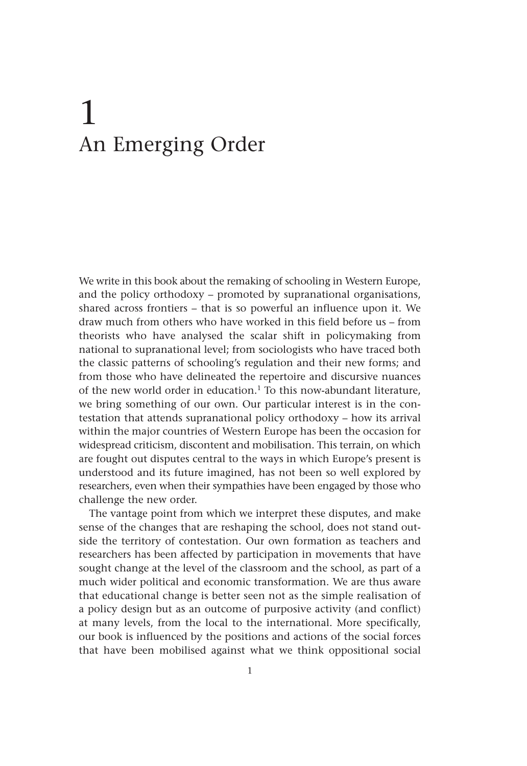# 1 An Emerging Order

We write in this book about the remaking of schooling in Western Europe, and the policy orthodoxy – promoted by supranational organisations, shared across frontiers – that is so powerful an influence upon it. We draw much from others who have worked in this field before us – from theorists who have analysed the scalar shift in policymaking from national to supranational level; from sociologists who have traced both the classic patterns of schooling's regulation and their new forms; and from those who have delineated the repertoire and discursive nuances of the new world order in education.[1] To this now-abundant literature, we bring something of our own. Our particular interest is in the contestation that attends supranational policy orthodoxy – how its arrival within the major countries of Western Europe has been the occasion for widespread criticism, discontent and mobilisation. This terrain, on which are fought out disputes central to the ways in which Europe's present is understood and its future imagined, has not been so well explored by researchers, even when their sympathies have been engaged by those who challenge the new order.

The vantage point from which we interpret these disputes, and make sense of the changes that are reshaping the school, does not stand outside the territory of contestation. Our own formation as teachers and researchers has been affected by participation in movements that have sought change at the level of the classroom and the school, as part of a much wider political and economic transformation. We are thus aware that educational change is better seen not as the simple realisation of a policy design but as an outcome of purposive activity (and conflict) at many levels, from the local to the international. More specifically, our book is influenced by the positions and actions of the social forces that have been mobilised against what we think oppositional social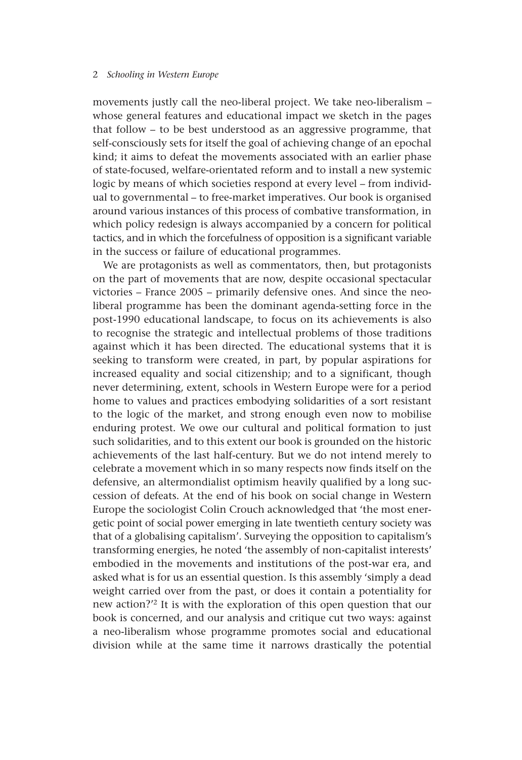movements justly call the neo-liberal project. We take neo-liberalism – whose general features and educational impact we sketch in the pages that follow – to be best understood as an aggressive programme, that self-consciously sets for itself the goal of achieving change of an epochal kind; it aims to defeat the movements associated with an earlier phase of state-focused, welfare-orientated reform and to install a new systemic logic by means of which societies respond at every level – from individual to governmental – to free-market imperatives. Our book is organised around various instances of this process of combative transformation, in which policy redesign is always accompanied by a concern for political tactics, and in which the forcefulness of opposition is a significant variable in the success or failure of educational programmes.

We are protagonists as well as commentators, then, but protagonists on the part of movements that are now, despite occasional spectacular victories – France 2005 – primarily defensive ones. And since the neo-liberal programme has been the dominant agenda-setting force in the post-1990 educational landscape, to focus on its achievements is also to recognise the strategic and intellectual problems of those traditions against which it has been directed. The educational systems that it is seeking to transform were created, in part, by popular aspirations for increased equality and social citizenship; and to a significant, though never determining, extent, schools in Western Europe were for a period home to values and practices embodying solidarities of a sort resistant to the logic of the market, and strong enough even now to mobilise enduring protest. We owe our cultural and political formation to just such solidarities, and to this extent our book is grounded on the historic achievements of the last half-century. But we do not intend merely to celebrate a movement which in so many respects now finds itself on the defensive, an altermondialist optimism heavily qualified by a long succession of defeats. At the end of his book on social change in Western Europe the sociologist Colin Crouch acknowledged that 'the most energetic point of social power emerging in late twentieth century society was that of a globalising capitalism'. Surveying the opposition to capitalism's transforming energies, he noted 'the assembly of non-capitalist interests' embodied in the movements and institutions of the post-war era, and asked what is for us an essential question. Is this assembly 'simply a dead weight carried over from the past, or does it contain a potentiality for new action?'[2] It is with the exploration of this open question that our book is concerned, and our analysis and critique cut two ways: against a neo-liberalism whose programme promotes social and educational division while at the same time it narrows drastically the potential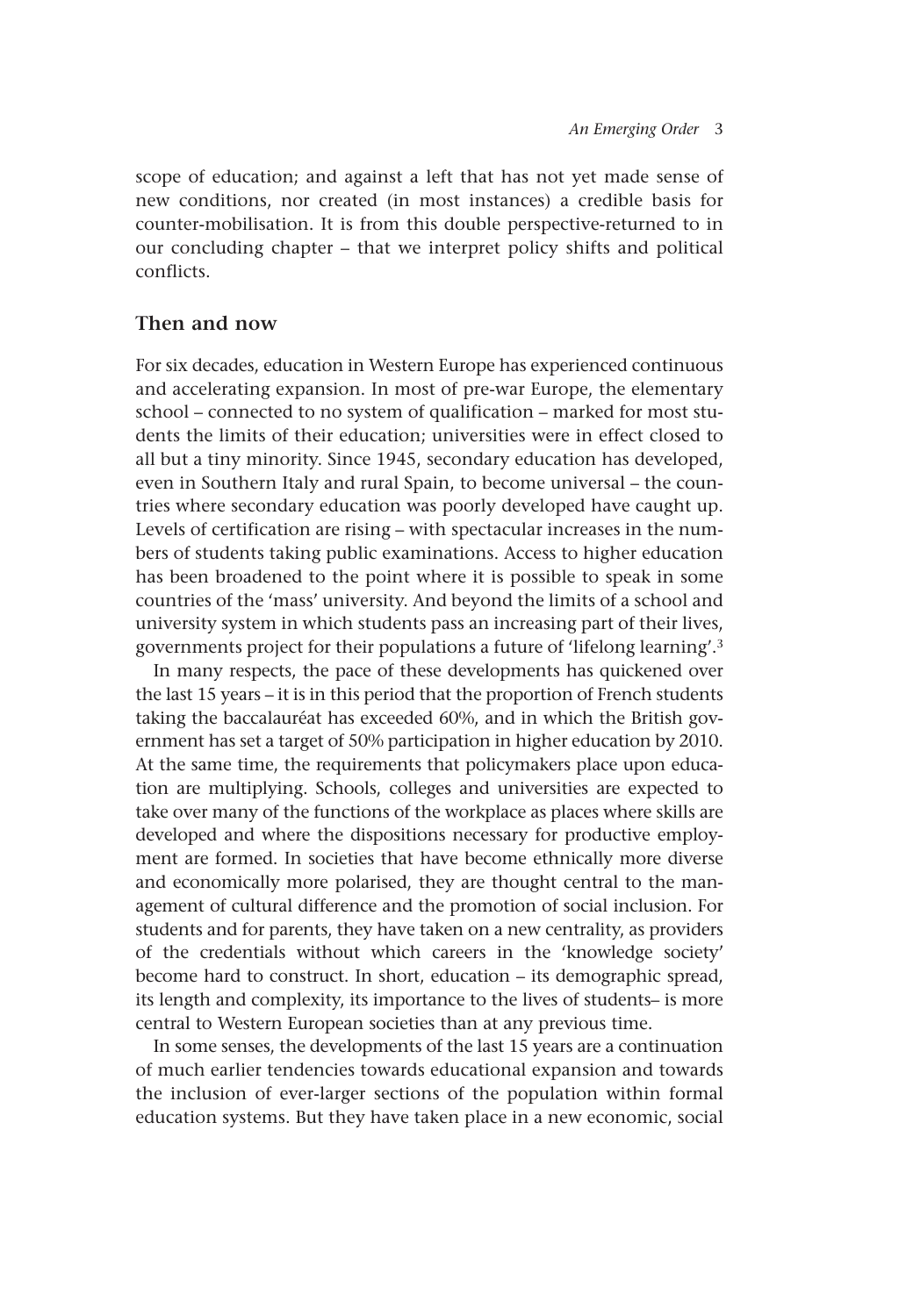scope of education; and against a left that has not yet made sense of new conditions, nor created (in most instances) a credible basis for counter-mobilisation. It is from this double perspective-returned to in our concluding chapter – that we interpret policy shifts and political conflicts.

## Then and now

For six decades, education in Western Europe has experienced continuous and accelerating expansion. In most of pre-war Europe, the elementary school – connected to no system of qualification – marked for most students the limits of their education; universities were in effect closed to all but a tiny minority. Since 1945, secondary education has developed, even in Southern Italy and rural Spain, to become universal – the countries where secondary education was poorly developed have caught up. Levels of certification are rising – with spectacular increases in the numbers of students taking public examinations. Access to higher education has been broadened to the point where it is possible to speak in some countries of the 'mass' university. And beyond the limits of a school and university system in which students pass an increasing part of their lives, governments project for their populations a future of 'lifelong learning'.[3]

In many respects, the pace of these developments has quickened over the last 15 years – it is in this period that the proportion of French students taking the baccalauréat has exceeded 60%, and in which the British government has set a target of 50% participation in higher education by 2010. At the same time, the requirements that policymakers place upon education are multiplying. Schools, colleges and universities are expected to take over many of the functions of the workplace as places where skills are developed and where the dispositions necessary for productive employment are formed. In societies that have become ethnically more diverse and economically more polarised, they are thought central to the management of cultural difference and the promotion of social inclusion. For students and for parents, they have taken on a new centrality, as providers of the credentials without which careers in the 'knowledge society' become hard to construct. In short, education – its demographic spread, its length and complexity, its importance to the lives of students– is more central to Western European societies than at any previous time.

In some senses, the developments of the last 15 years are a continuation of much earlier tendencies towards educational expansion and towards the inclusion of ever-larger sections of the population within formal education systems. But they have taken place in a new economic, social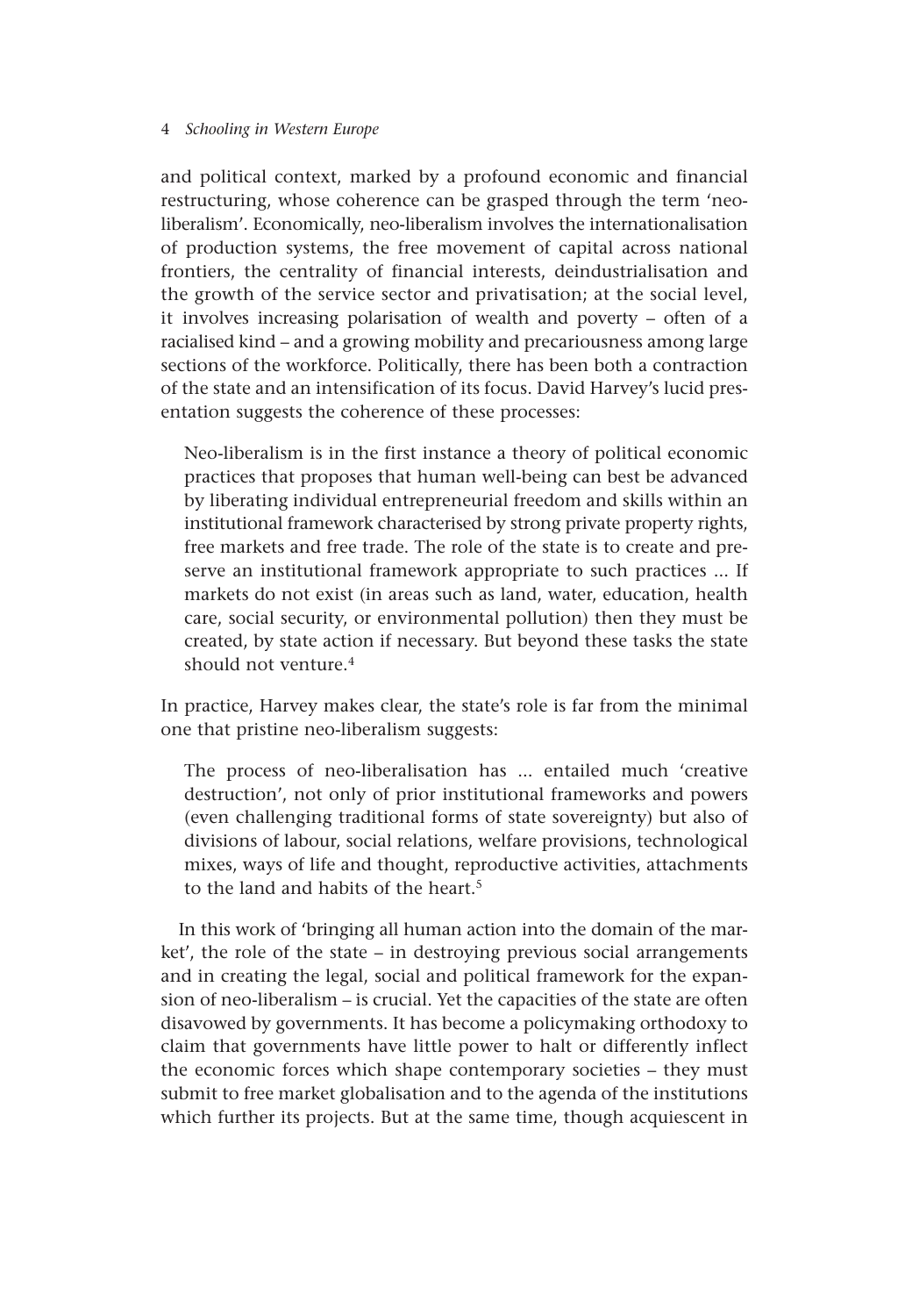and political context, marked by a profound economic and financial restructuring, whose coherence can be grasped through the term 'neo-liberalism'. Economically, neo-liberalism involves the internationalisation of production systems, the free movement of capital across national frontiers, the centrality of financial interests, deindustrialisation and the growth of the service sector and privatisation; at the social level, it involves increasing polarisation of wealth and poverty – often of a racialised kind – and a growing mobility and precariousness among large sections of the workforce. Politically, there has been both a contraction of the state and an intensification of its focus. David Harvey's lucid presentation suggests the coherence of these processes:

> Neo-liberalism is in the first instance a theory of political economic practices that proposes that human well-being can best be advanced by liberating individual entrepreneurial freedom and skills within an institutional framework characterised by strong private property rights, free markets and free trade. The role of the state is to create and preserve an institutional framework appropriate to such practices ... If markets do not exist (in areas such as land, water, education, health care, social security, or environmental pollution) then they must be created, by state action if necessary. But beyond these tasks the state should not venture.[4]

In practice, Harvey makes clear, the state's role is far from the minimal one that pristine neo-liberalism suggests:

> The process of neo-liberalisation has ... entailed much 'creative destruction', not only of prior institutional frameworks and powers (even challenging traditional forms of state sovereignty) but also of divisions of labour, social relations, welfare provisions, technological mixes, ways of life and thought, reproductive activities, attachments to the land and habits of the heart.[5]

In this work of 'bringing all human action into the domain of the market', the role of the state – in destroying previous social arrangements and in creating the legal, social and political framework for the expansion of neo-liberalism – is crucial. Yet the capacities of the state are often disavowed by governments. It has become a policymaking orthodoxy to claim that governments have little power to halt or differently inflect the economic forces which shape contemporary societies – they must submit to free market globalisation and to the agenda of the institutions which further its projects. But at the same time, though acquiescent in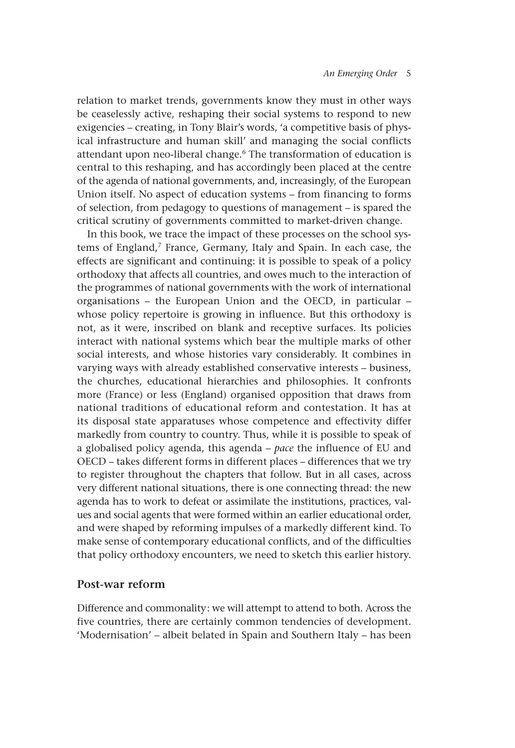relation to market trends, governments know they must in other ways be ceaselessly active, reshaping their social systems to respond to new exigencies – creating, in Tony Blair's words, 'a competitive basis of physical infrastructure and human skill' and managing the social conflicts attendant upon neo-liberal change.[6] The transformation of education is central to this reshaping, and has accordingly been placed at the centre of the agenda of national governments, and, increasingly, of the European Union itself. No aspect of education systems – from financing to forms of selection, from pedagogy to questions of management – is spared the critical scrutiny of governments committed to market-driven change.

In this book, we trace the impact of these processes on the school systems of England,[7] France, Germany, Italy and Spain. In each case, the effects are significant and continuing: it is possible to speak of a policy orthodoxy that affects all countries, and owes much to the interaction of the programmes of national governments with the work of international organisations – the European Union and the OECD, in particular – whose policy repertoire is growing in influence. But this orthodoxy is not, as it were, inscribed on blank and receptive surfaces. Its policies interact with national systems which bear the multiple marks of other social interests, and whose histories vary considerably. It combines in varying ways with already established conservative interests – business, the churches, educational hierarchies and philosophies. It confronts more (France) or less (England) organised opposition that draws from national traditions of educational reform and contestation. It has at its disposal state apparatuses whose competence and effectivity differ markedly from country to country. Thus, while it is possible to speak of a globalised policy agenda, this agenda – *pace* the influence of EU and OECD – takes different forms in different places – differences that we try to register throughout the chapters that follow. But in all cases, across very different national situations, there is one connecting thread: the new agenda has to work to defeat or assimilate the institutions, practices, values and social agents that were formed within an earlier educational order, and were shaped by reforming impulses of a markedly different kind. To make sense of contemporary educational conflicts, and of the difficulties that policy orthodoxy encounters, we need to sketch this earlier history.

## Post-war reform

Difference and commonality: we will attempt to attend to both. Across the five countries, there are certainly common tendencies of development. 'Modernisation' – albeit belated in Spain and Southern Italy – has been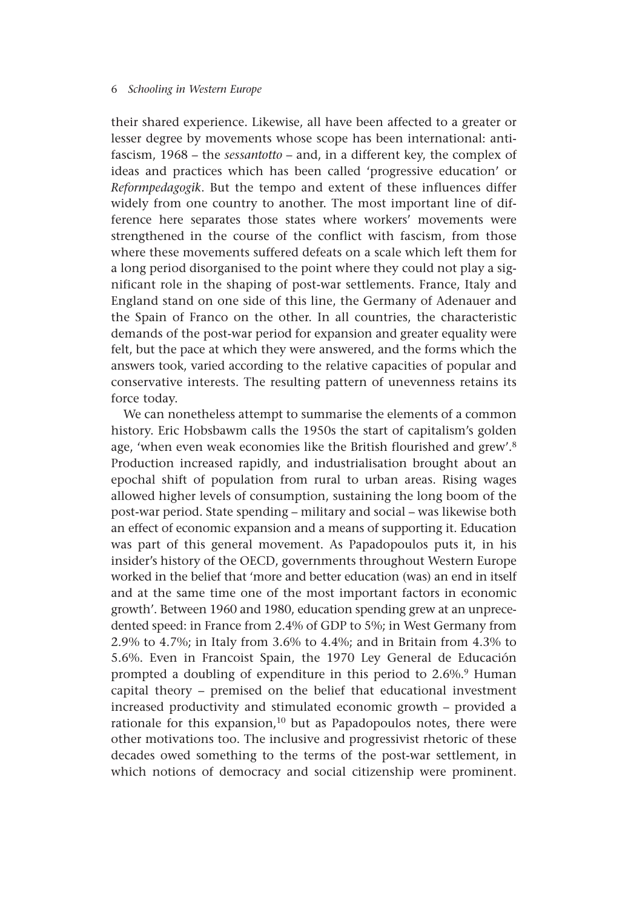their shared experience. Likewise, all have been affected to a greater or lesser degree by movements whose scope has been international: anti-fascism, 1968 – the *sessantotto* – and, in a different key, the complex of ideas and practices which has been called 'progressive education' or *Reformpedagogik*. But the tempo and extent of these influences differ widely from one country to another. The most important line of difference here separates those states where workers' movements were strengthened in the course of the conflict with fascism, from those where these movements suffered defeats on a scale which left them for a long period disorganised to the point where they could not play a significant role in the shaping of post-war settlements. France, Italy and England stand on one side of this line, the Germany of Adenauer and the Spain of Franco on the other. In all countries, the characteristic demands of the post-war period for expansion and greater equality were felt, but the pace at which they were answered, and the forms which the answers took, varied according to the relative capacities of popular and conservative interests. The resulting pattern of unevenness retains its force today.

We can nonetheless attempt to summarise the elements of a common history. Eric Hobsbawm calls the 1950s the start of capitalism's golden age, 'when even weak economies like the British flourished and grew'.[8] Production increased rapidly, and industrialisation brought about an epochal shift of population from rural to urban areas. Rising wages allowed higher levels of consumption, sustaining the long boom of the post-war period. State spending – military and social – was likewise both an effect of economic expansion and a means of supporting it. Education was part of this general movement. As Papadopoulos puts it, in his insider's history of the OECD, governments throughout Western Europe worked in the belief that 'more and better education (was) an end in itself and at the same time one of the most important factors in economic growth'. Between 1960 and 1980, education spending grew at an unprecedented speed: in France from 2.4% of GDP to 5%; in West Germany from 2.9% to 4.7%; in Italy from 3.6% to 4.4%; and in Britain from 4.3% to 5.6%. Even in Francoist Spain, the 1970 Ley General de Educación prompted a doubling of expenditure in this period to 2.6%.[9] Human capital theory – premised on the belief that educational investment increased productivity and stimulated economic growth – provided a rationale for this expansion,[10] but as Papadopoulos notes, there were other motivations too. The inclusive and progressivist rhetoric of these decades owed something to the terms of the post-war settlement, in which notions of democracy and social citizenship were prominent.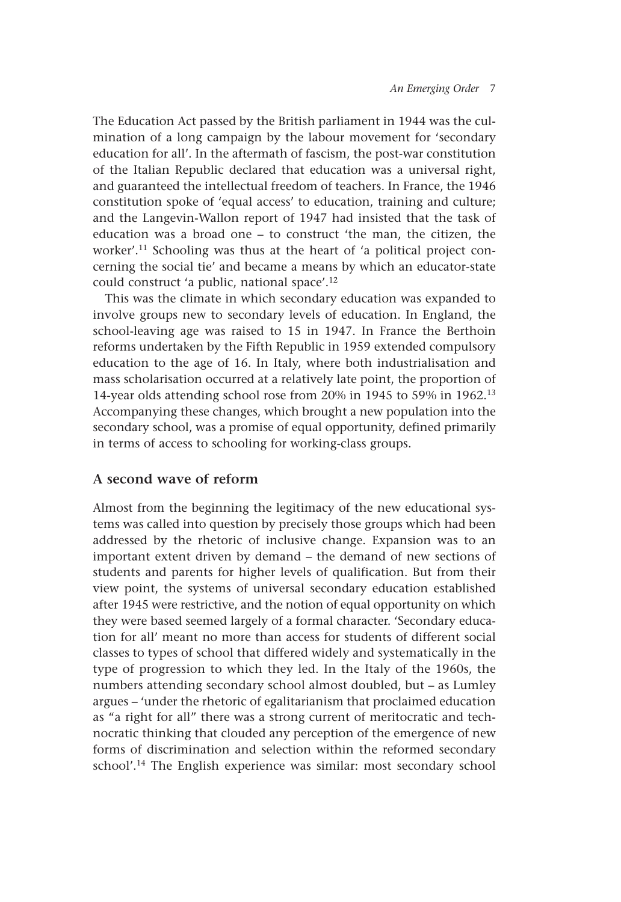The Education Act passed by the British parliament in 1944 was the culmination of a long campaign by the labour movement for 'secondary education for all'. In the aftermath of fascism, the post-war constitution of the Italian Republic declared that education was a universal right, and guaranteed the intellectual freedom of teachers. In France, the 1946 constitution spoke of 'equal access' to education, training and culture; and the Langevin-Wallon report of 1947 had insisted that the task of education was a broad one – to construct 'the man, the citizen, the worker'.[11] Schooling was thus at the heart of 'a political project concerning the social tie' and became a means by which an educator-state could construct 'a public, national space'.[12]

This was the climate in which secondary education was expanded to involve groups new to secondary levels of education. In England, the school-leaving age was raised to 15 in 1947. In France the Berthoin reforms undertaken by the Fifth Republic in 1959 extended compulsory education to the age of 16. In Italy, where both industrialisation and mass scholarisation occurred at a relatively late point, the proportion of 14-year olds attending school rose from 20% in 1945 to 59% in 1962.[13] Accompanying these changes, which brought a new population into the secondary school, was a promise of equal opportunity, defined primarily in terms of access to schooling for working-class groups.

## A second wave of reform

Almost from the beginning the legitimacy of the new educational systems was called into question by precisely those groups which had been addressed by the rhetoric of inclusive change. Expansion was to an important extent driven by demand – the demand of new sections of students and parents for higher levels of qualification. But from their view point, the systems of universal secondary education established after 1945 were restrictive, and the notion of equal opportunity on which they were based seemed largely of a formal character. 'Secondary education for all' meant no more than access for students of different social classes to types of school that differed widely and systematically in the type of progression to which they led. In the Italy of the 1960s, the numbers attending secondary school almost doubled, but – as Lumley argues – 'under the rhetoric of egalitarianism that proclaimed education as "a right for all" there was a strong current of meritocratic and technocratic thinking that clouded any perception of the emergence of new forms of discrimination and selection within the reformed secondary school'.[14] The English experience was similar: most secondary school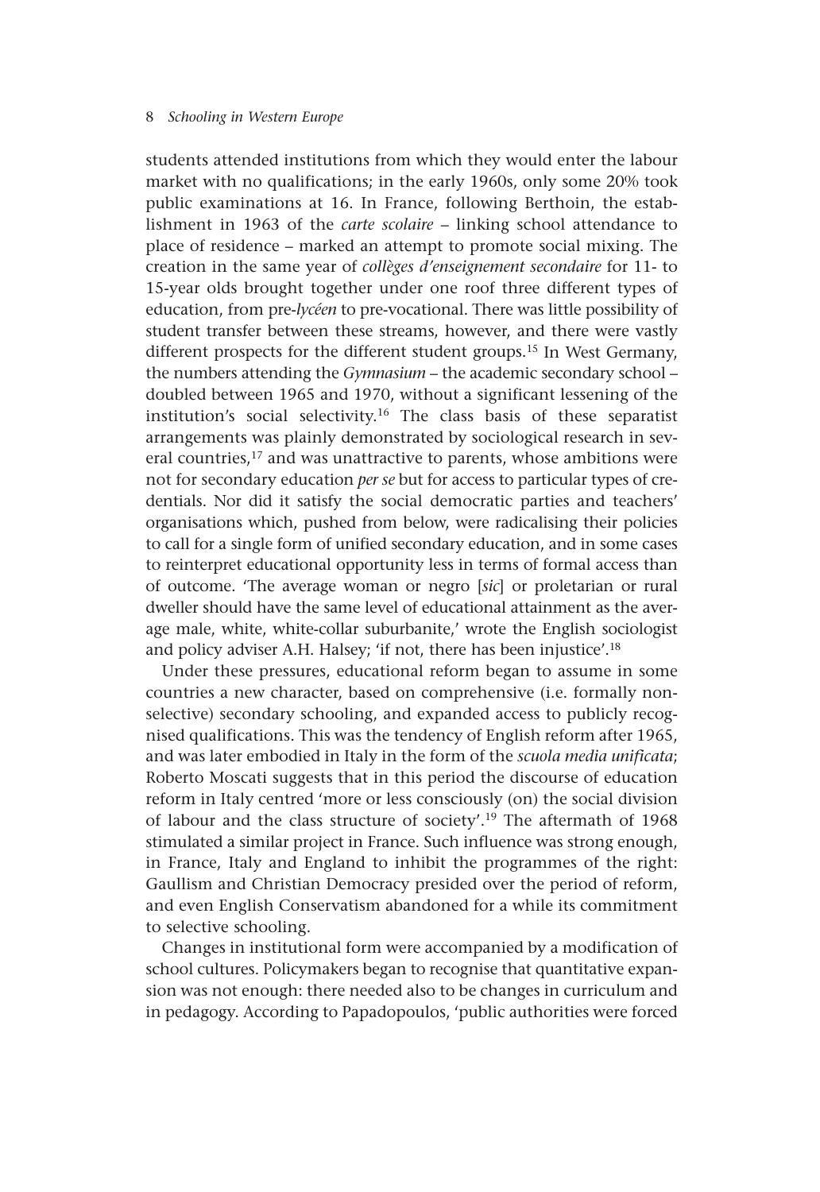students attended institutions from which they would enter the labour market with no qualifications; in the early 1960s, only some 20% took public examinations at 16. In France, following Berthoin, the establishment in 1963 of the *carte scolaire* – linking school attendance to place of residence – marked an attempt to promote social mixing. The creation in the same year of *collèges d'enseignement secondaire* for 11- to 15-year olds brought together under one roof three different types of education, from pre-*lycéen* to pre-vocational. There was little possibility of student transfer between these streams, however, and there were vastly different prospects for the different student groups.[15] In West Germany, the numbers attending the *Gymnasium* – the academic secondary school – doubled between 1965 and 1970, without a significant lessening of the institution's social selectivity.[16] The class basis of these separatist arrangements was plainly demonstrated by sociological research in several countries,[17] and was unattractive to parents, whose ambitions were not for secondary education *per se* but for access to particular types of credentials. Nor did it satisfy the social democratic parties and teachers' organisations which, pushed from below, were radicalising their policies to call for a single form of unified secondary education, and in some cases to reinterpret educational opportunity less in terms of formal access than of outcome. 'The average woman or negro [*sic*] or proletarian or rural dweller should have the same level of educational attainment as the average male, white, white-collar suburbanite,' wrote the English sociologist and policy adviser A.H. Halsey; 'if not, there has been injustice'.[18]

Under these pressures, educational reform began to assume in some countries a new character, based on comprehensive (i.e. formally non-selective) secondary schooling, and expanded access to publicly recognised qualifications. This was the tendency of English reform after 1965, and was later embodied in Italy in the form of the *scuola media unificata*; Roberto Moscati suggests that in this period the discourse of education reform in Italy centred 'more or less consciously (on) the social division of labour and the class structure of society'.[19] The aftermath of 1968 stimulated a similar project in France. Such influence was strong enough, in France, Italy and England to inhibit the programmes of the right: Gaullism and Christian Democracy presided over the period of reform, and even English Conservatism abandoned for a while its commitment to selective schooling.

Changes in institutional form were accompanied by a modification of school cultures. Policymakers began to recognise that quantitative expansion was not enough: there needed also to be changes in curriculum and in pedagogy. According to Papadopoulos, 'public authorities were forced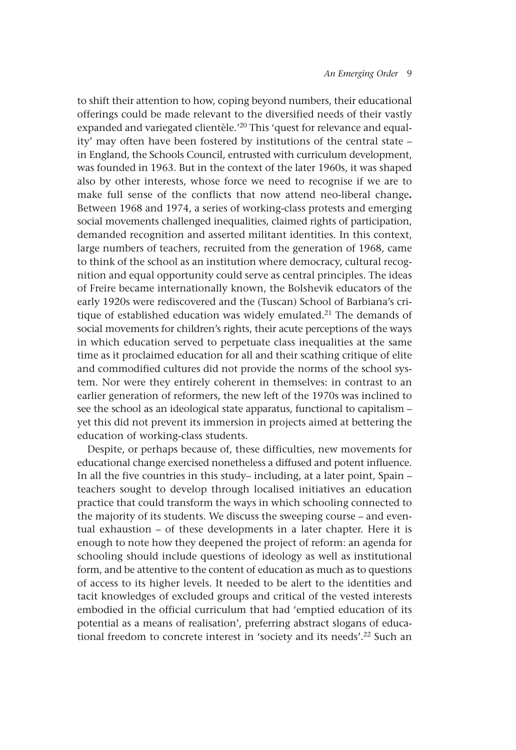to shift their attention to how, coping beyond numbers, their educational offerings could be made relevant to the diversified needs of their vastly expanded and variegated clientèle.'[20] This 'quest for relevance and equality' may often have been fostered by institutions of the central state – in England, the Schools Council, entrusted with curriculum development, was founded in 1963. But in the context of the later 1960s, it was shaped also by other interests, whose force we need to recognise if we are to make full sense of the conflicts that now attend neo-liberal change**.** Between 1968 and 1974, a series of working-class protests and emerging social movements challenged inequalities, claimed rights of participation, demanded recognition and asserted militant identities. In this context, large numbers of teachers, recruited from the generation of 1968, came to think of the school as an institution where democracy, cultural recognition and equal opportunity could serve as central principles. The ideas of Freire became internationally known, the Bolshevik educators of the early 1920s were rediscovered and the (Tuscan) School of Barbiana's critique of established education was widely emulated.[21] The demands of social movements for children's rights, their acute perceptions of the ways in which education served to perpetuate class inequalities at the same time as it proclaimed education for all and their scathing critique of elite and commodified cultures did not provide the norms of the school system. Nor were they entirely coherent in themselves: in contrast to an earlier generation of reformers, the new left of the 1970s was inclined to see the school as an ideological state apparatus, functional to capitalism – yet this did not prevent its immersion in projects aimed at bettering the education of working-class students.

Despite, or perhaps because of, these difficulties, new movements for educational change exercised nonetheless a diffused and potent influence. In all the five countries in this study– including, at a later point, Spain – teachers sought to develop through localised initiatives an education practice that could transform the ways in which schooling connected to the majority of its students. We discuss the sweeping course – and eventual exhaustion – of these developments in a later chapter. Here it is enough to note how they deepened the project of reform: an agenda for schooling should include questions of ideology as well as institutional form, and be attentive to the content of education as much as to questions of access to its higher levels. It needed to be alert to the identities and tacit knowledges of excluded groups and critical of the vested interests embodied in the official curriculum that had 'emptied education of its potential as a means of realisation', preferring abstract slogans of educational freedom to concrete interest in 'society and its needs'.[22] Such an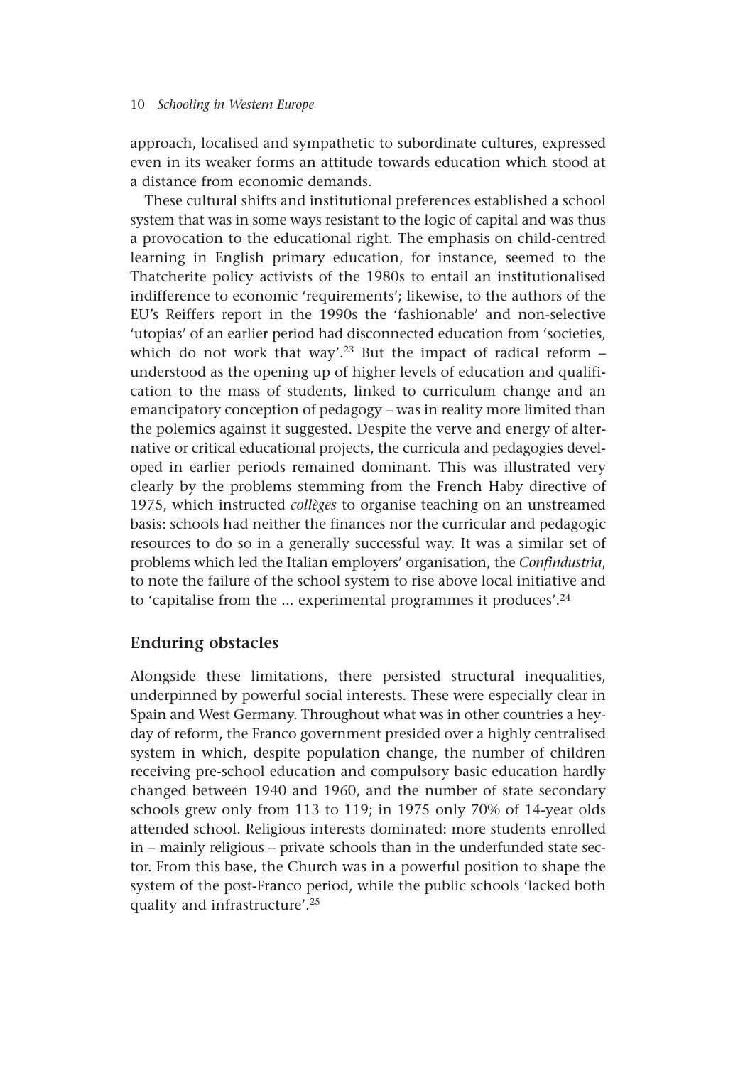approach, localised and sympathetic to subordinate cultures, expressed even in its weaker forms an attitude towards education which stood at a distance from economic demands.

These cultural shifts and institutional preferences established a school system that was in some ways resistant to the logic of capital and was thus a provocation to the educational right. The emphasis on child-centred learning in English primary education, for instance, seemed to the Thatcherite policy activists of the 1980s to entail an institutionalised indifference to economic 'requirements'; likewise, to the authors of the EU's Reiffers report in the 1990s the 'fashionable' and non-selective 'utopias' of an earlier period had disconnected education from 'societies, which do not work that way'.[23] But the impact of radical reform – understood as the opening up of higher levels of education and qualification to the mass of students, linked to curriculum change and an emancipatory conception of pedagogy – was in reality more limited than the polemics against it suggested. Despite the verve and energy of alternative or critical educational projects, the curricula and pedagogies developed in earlier periods remained dominant. This was illustrated very clearly by the problems stemming from the French Haby directive of 1975, which instructed *collèges* to organise teaching on an unstreamed basis: schools had neither the finances nor the curricular and pedagogic resources to do so in a generally successful way. It was a similar set of problems which led the Italian employers' organisation, the *Confindustria*, to note the failure of the school system to rise above local initiative and to 'capitalise from the ... experimental programmes it produces'.[24]

## Enduring obstacles

Alongside these limitations, there persisted structural inequalities, underpinned by powerful social interests. These were especially clear in Spain and West Germany. Throughout what was in other countries a heyday of reform, the Franco government presided over a highly centralised system in which, despite population change, the number of children receiving pre-school education and compulsory basic education hardly changed between 1940 and 1960, and the number of state secondary schools grew only from 113 to 119; in 1975 only 70% of 14-year olds attended school. Religious interests dominated: more students enrolled in – mainly religious – private schools than in the underfunded state sector. From this base, the Church was in a powerful position to shape the system of the post-Franco period, while the public schools 'lacked both quality and infrastructure'.[25]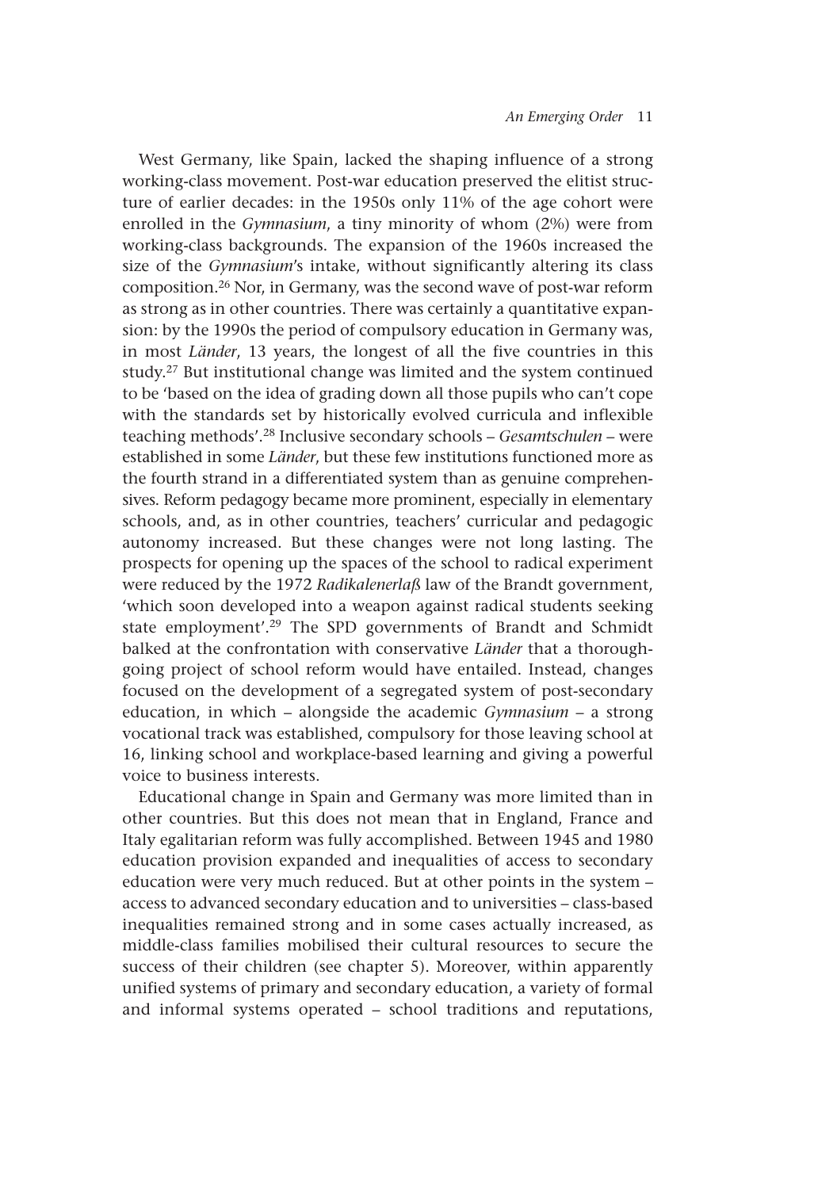West Germany, like Spain, lacked the shaping influence of a strong working-class movement. Post-war education preserved the elitist structure of earlier decades: in the 1950s only 11% of the age cohort were enrolled in the *Gymnasium*, a tiny minority of whom (2%) were from working-class backgrounds. The expansion of the 1960s increased the size of the *Gymnasium*'s intake, without significantly altering its class composition.[26] Nor, in Germany, was the second wave of post-war reform as strong as in other countries. There was certainly a quantitative expansion: by the 1990s the period of compulsory education in Germany was, in most *Länder*, 13 years, the longest of all the five countries in this study.[27] But institutional change was limited and the system continued to be 'based on the idea of grading down all those pupils who can't cope with the standards set by historically evolved curricula and inflexible teaching methods'.[28] Inclusive secondary schools – *Gesamtschulen* – were established in some *Länder*, but these few institutions functioned more as the fourth strand in a differentiated system than as genuine comprehensives. Reform pedagogy became more prominent, especially in elementary schools, and, as in other countries, teachers' curricular and pedagogic autonomy increased. But these changes were not long lasting. The prospects for opening up the spaces of the school to radical experiment were reduced by the 1972 *Radikalenerlaß* law of the Brandt government, 'which soon developed into a weapon against radical students seeking state employment'.[29] The SPD governments of Brandt and Schmidt balked at the confrontation with conservative *Länder* that a thoroughgoing project of school reform would have entailed. Instead, changes focused on the development of a segregated system of post-secondary education, in which – alongside the academic *Gymnasium* – a strong vocational track was established, compulsory for those leaving school at 16, linking school and workplace-based learning and giving a powerful voice to business interests.

Educational change in Spain and Germany was more limited than in other countries. But this does not mean that in England, France and Italy egalitarian reform was fully accomplished. Between 1945 and 1980 education provision expanded and inequalities of access to secondary education were very much reduced. But at other points in the system – access to advanced secondary education and to universities – class-based inequalities remained strong and in some cases actually increased, as middle-class families mobilised their cultural resources to secure the success of their children (see chapter 5). Moreover, within apparently unified systems of primary and secondary education, a variety of formal and informal systems operated – school traditions and reputations,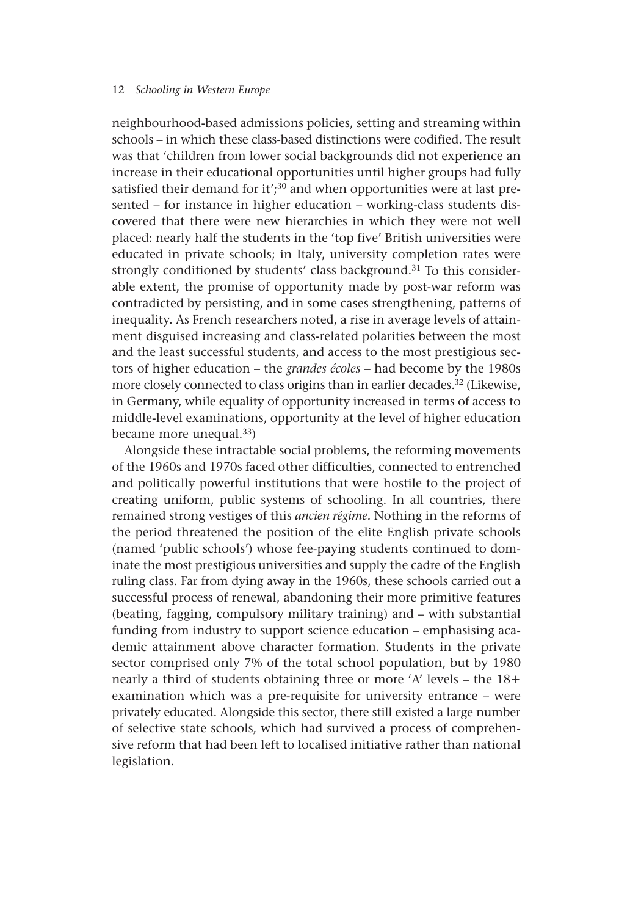neighbourhood-based admissions policies, setting and streaming within schools – in which these class-based distinctions were codified. The result was that 'children from lower social backgrounds did not experience an increase in their educational opportunities until higher groups had fully satisfied their demand for it';[30] and when opportunities were at last presented – for instance in higher education – working-class students discovered that there were new hierarchies in which they were not well placed: nearly half the students in the 'top five' British universities were educated in private schools; in Italy, university completion rates were strongly conditioned by students' class background.[31] To this considerable extent, the promise of opportunity made by post-war reform was contradicted by persisting, and in some cases strengthening, patterns of inequality. As French researchers noted, a rise in average levels of attainment disguised increasing and class-related polarities between the most and the least successful students, and access to the most prestigious sectors of higher education – the *grandes écoles* – had become by the 1980s more closely connected to class origins than in earlier decades.[32] (Likewise, in Germany, while equality of opportunity increased in terms of access to middle-level examinations, opportunity at the level of higher education became more unequal.[33])

Alongside these intractable social problems, the reforming movements of the 1960s and 1970s faced other difficulties, connected to entrenched and politically powerful institutions that were hostile to the project of creating uniform, public systems of schooling. In all countries, there remained strong vestiges of this *ancien régime*. Nothing in the reforms of the period threatened the position of the elite English private schools (named 'public schools') whose fee-paying students continued to dominate the most prestigious universities and supply the cadre of the English ruling class. Far from dying away in the 1960s, these schools carried out a successful process of renewal, abandoning their more primitive features (beating, fagging, compulsory military training) and – with substantial funding from industry to support science education – emphasising academic attainment above character formation. Students in the private sector comprised only 7% of the total school population, but by 1980 nearly a third of students obtaining three or more 'A' levels – the 18+ examination which was a pre-requisite for university entrance – were privately educated. Alongside this sector, there still existed a large number of selective state schools, which had survived a process of comprehensive reform that had been left to localised initiative rather than national legislation.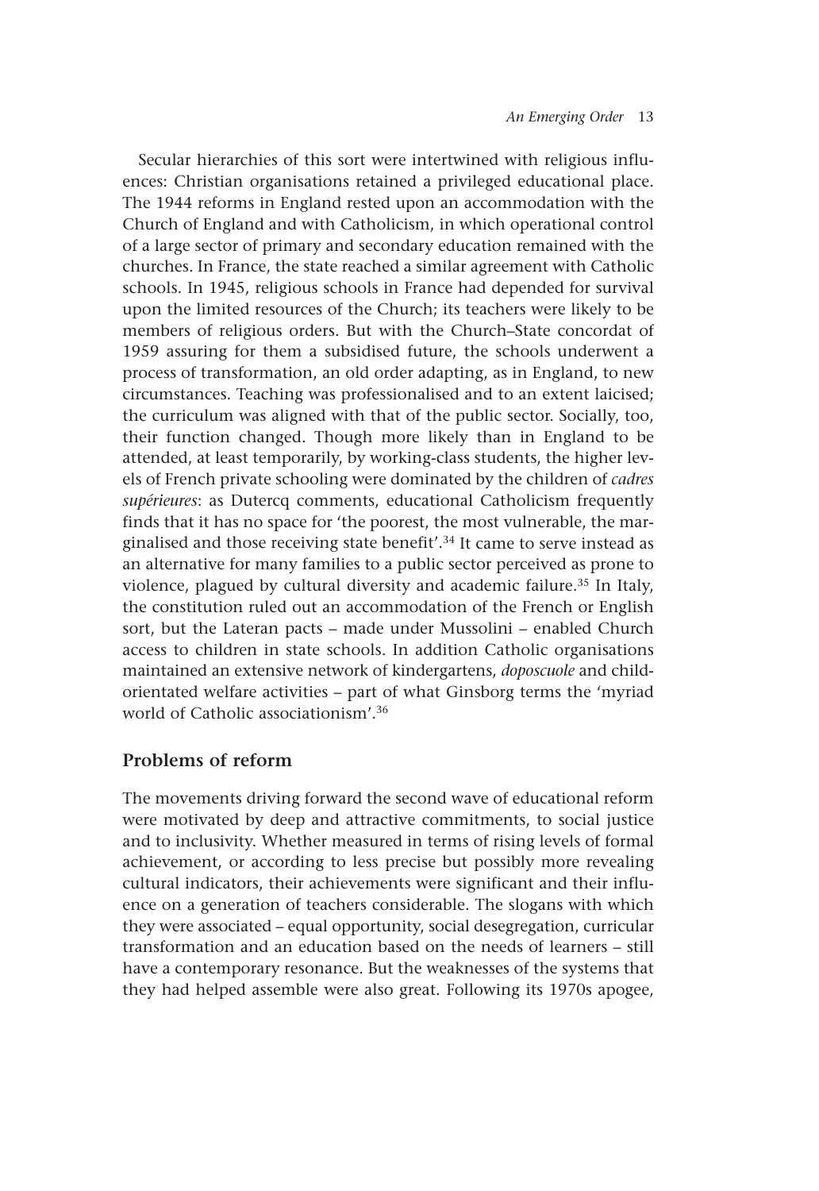Secular hierarchies of this sort were intertwined with religious influences: Christian organisations retained a privileged educational place. The 1944 reforms in England rested upon an accommodation with the Church of England and with Catholicism, in which operational control of a large sector of primary and secondary education remained with the churches. In France, the state reached a similar agreement with Catholic schools. In 1945, religious schools in France had depended for survival upon the limited resources of the Church; its teachers were likely to be members of religious orders. But with the Church–State concordat of 1959 assuring for them a subsidised future, the schools underwent a process of transformation, an old order adapting, as in England, to new circumstances. Teaching was professionalised and to an extent laicised; the curriculum was aligned with that of the public sector. Socially, too, their function changed. Though more likely than in England to be attended, at least temporarily, by working-class students, the higher levels of French private schooling were dominated by the children of *cadres supérieures*: as Dutercq comments, educational Catholicism frequently finds that it has no space for 'the poorest, the most vulnerable, the marginalised and those receiving state benefit'.[34] It came to serve instead as an alternative for many families to a public sector perceived as prone to violence, plagued by cultural diversity and academic failure.[35] In Italy, the constitution ruled out an accommodation of the French or English sort, but the Lateran pacts – made under Mussolini – enabled Church access to children in state schools. In addition Catholic organisations maintained an extensive network of kindergartens, *doposcuole* and child-orientated welfare activities – part of what Ginsborg terms the 'myriad world of Catholic associationism'.[36]

## Problems of reform

The movements driving forward the second wave of educational reform were motivated by deep and attractive commitments, to social justice and to inclusivity. Whether measured in terms of rising levels of formal achievement, or according to less precise but possibly more revealing cultural indicators, their achievements were significant and their influence on a generation of teachers considerable. The slogans with which they were associated – equal opportunity, social desegregation, curricular transformation and an education based on the needs of learners – still have a contemporary resonance. But the weaknesses of the systems that they had helped assemble were also great. Following its 1970s apogee,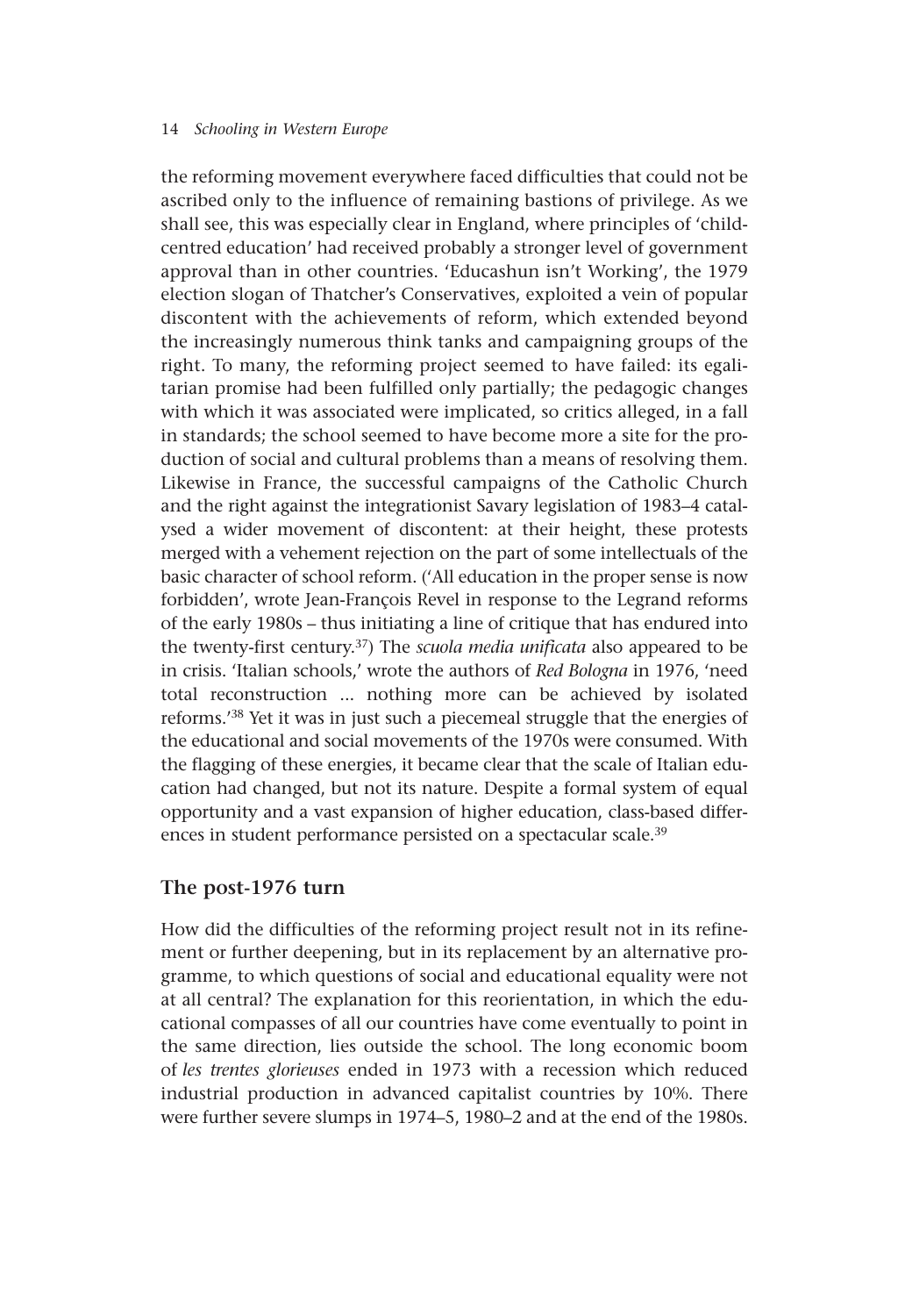the reforming movement everywhere faced difficulties that could not be ascribed only to the influence of remaining bastions of privilege. As we shall see, this was especially clear in England, where principles of 'child-centred education' had received probably a stronger level of government approval than in other countries. 'Educashun isn't Working', the 1979 election slogan of Thatcher's Conservatives, exploited a vein of popular discontent with the achievements of reform, which extended beyond the increasingly numerous think tanks and campaigning groups of the right. To many, the reforming project seemed to have failed: its egalitarian promise had been fulfilled only partially; the pedagogic changes with which it was associated were implicated, so critics alleged, in a fall in standards; the school seemed to have become more a site for the production of social and cultural problems than a means of resolving them. Likewise in France, the successful campaigns of the Catholic Church and the right against the integrationist Savary legislation of 1983–4 catalysed a wider movement of discontent: at their height, these protests merged with a vehement rejection on the part of some intellectuals of the basic character of school reform. ('All education in the proper sense is now forbidden', wrote Jean-François Revel in response to the Legrand reforms of the early 1980s – thus initiating a line of critique that has endured into the twenty-first century.[37]) The *scuola media unificata* also appeared to be in crisis. 'Italian schools,' wrote the authors of *Red Bologna* in 1976, 'need total reconstruction ... nothing more can be achieved by isolated reforms.'[38] Yet it was in just such a piecemeal struggle that the energies of the educational and social movements of the 1970s were consumed. With the flagging of these energies, it became clear that the scale of Italian education had changed, but not its nature. Despite a formal system of equal opportunity and a vast expansion of higher education, class-based differences in student performance persisted on a spectacular scale.[39]

## The post-1976 turn

How did the difficulties of the reforming project result not in its refinement or further deepening, but in its replacement by an alternative programme, to which questions of social and educational equality were not at all central? The explanation for this reorientation, in which the educational compasses of all our countries have come eventually to point in the same direction, lies outside the school. The long economic boom of *les trentes glorieuses* ended in 1973 with a recession which reduced industrial production in advanced capitalist countries by 10%. There were further severe slumps in 1974–5, 1980–2 and at the end of the 1980s.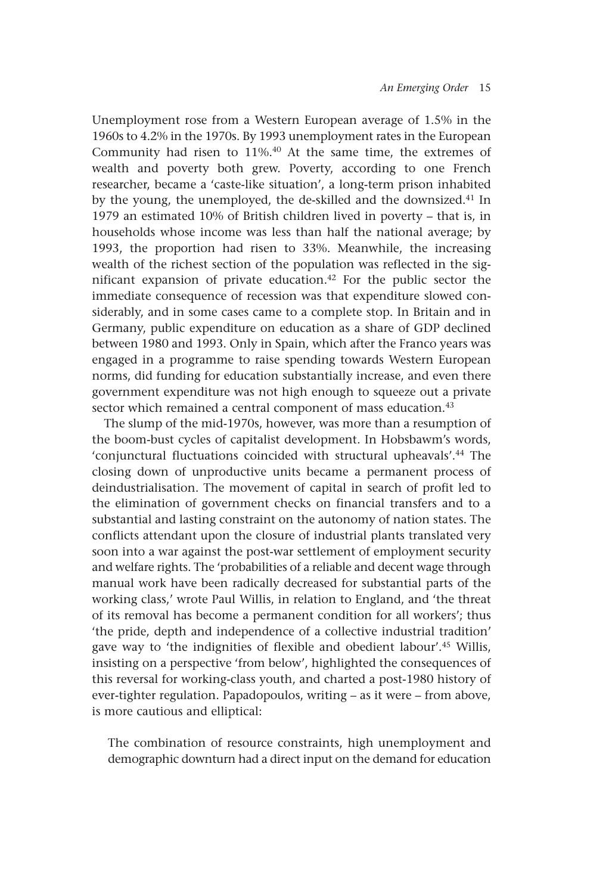Unemployment rose from a Western European average of 1.5% in the 1960s to 4.2% in the 1970s. By 1993 unemployment rates in the European Community had risen to 11%.[40] At the same time, the extremes of wealth and poverty both grew. Poverty, according to one French researcher, became a 'caste-like situation', a long-term prison inhabited by the young, the unemployed, the de-skilled and the downsized.[41] In 1979 an estimated 10% of British children lived in poverty – that is, in households whose income was less than half the national average; by 1993, the proportion had risen to 33%. Meanwhile, the increasing wealth of the richest section of the population was reflected in the significant expansion of private education.[42] For the public sector the immediate consequence of recession was that expenditure slowed considerably, and in some cases came to a complete stop. In Britain and in Germany, public expenditure on education as a share of GDP declined between 1980 and 1993. Only in Spain, which after the Franco years was engaged in a programme to raise spending towards Western European norms, did funding for education substantially increase, and even there government expenditure was not high enough to squeeze out a private sector which remained a central component of mass education.[43]

The slump of the mid-1970s, however, was more than a resumption of the boom-bust cycles of capitalist development. In Hobsbawm's words, 'conjunctural fluctuations coincided with structural upheavals'.[44] The closing down of unproductive units became a permanent process of deindustrialisation. The movement of capital in search of profit led to the elimination of government checks on financial transfers and to a substantial and lasting constraint on the autonomy of nation states. The conflicts attendant upon the closure of industrial plants translated very soon into a war against the post-war settlement of employment security and welfare rights. The 'probabilities of a reliable and decent wage through manual work have been radically decreased for substantial parts of the working class,' wrote Paul Willis, in relation to England, and 'the threat of its removal has become a permanent condition for all workers'; thus 'the pride, depth and independence of a collective industrial tradition' gave way to 'the indignities of flexible and obedient labour'.[45] Willis, insisting on a perspective 'from below', highlighted the consequences of this reversal for working-class youth, and charted a post-1980 history of ever-tighter regulation. Papadopoulos, writing – as it were – from above, is more cautious and elliptical:

> The combination of resource constraints, high unemployment and demographic downturn had a direct input on the demand for education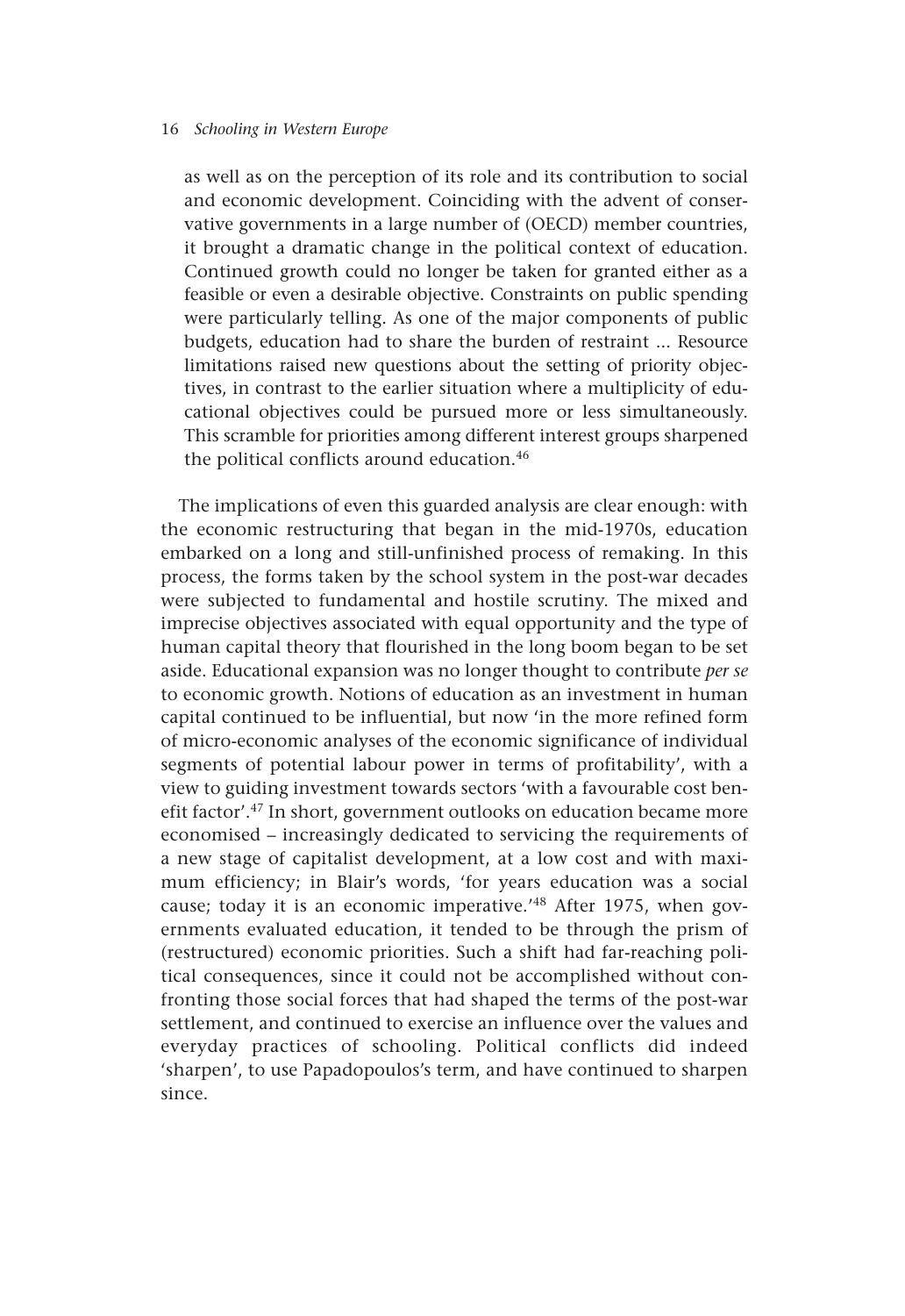> as well as on the perception of its role and its contribution to social and economic development. Coinciding with the advent of conservative governments in a large number of (OECD) member countries, it brought a dramatic change in the political context of education. Continued growth could no longer be taken for granted either as a feasible or even a desirable objective. Constraints on public spending were particularly telling. As one of the major components of public budgets, education had to share the burden of restraint ... Resource limitations raised new questions about the setting of priority objectives, in contrast to the earlier situation where a multiplicity of educational objectives could be pursued more or less simultaneously. This scramble for priorities among different interest groups sharpened the political conflicts around education.[46]

The implications of even this guarded analysis are clear enough: with the economic restructuring that began in the mid-1970s, education embarked on a long and still-unfinished process of remaking. In this process, the forms taken by the school system in the post-war decades were subjected to fundamental and hostile scrutiny. The mixed and imprecise objectives associated with equal opportunity and the type of human capital theory that flourished in the long boom began to be set aside. Educational expansion was no longer thought to contribute *per se* to economic growth. Notions of education as an investment in human capital continued to be influential, but now 'in the more refined form of micro-economic analyses of the economic significance of individual segments of potential labour power in terms of profitability', with a view to guiding investment towards sectors 'with a favourable cost benefit factor'.[47] In short, government outlooks on education became more economised – increasingly dedicated to servicing the requirements of a new stage of capitalist development, at a low cost and with maximum efficiency; in Blair's words, 'for years education was a social cause; today it is an economic imperative.'[48] After 1975, when governments evaluated education, it tended to be through the prism of (restructured) economic priorities. Such a shift had far-reaching political consequences, since it could not be accomplished without confronting those social forces that had shaped the terms of the post-war settlement, and continued to exercise an influence over the values and everyday practices of schooling. Political conflicts did indeed 'sharpen', to use Papadopoulos's term, and have continued to sharpen since.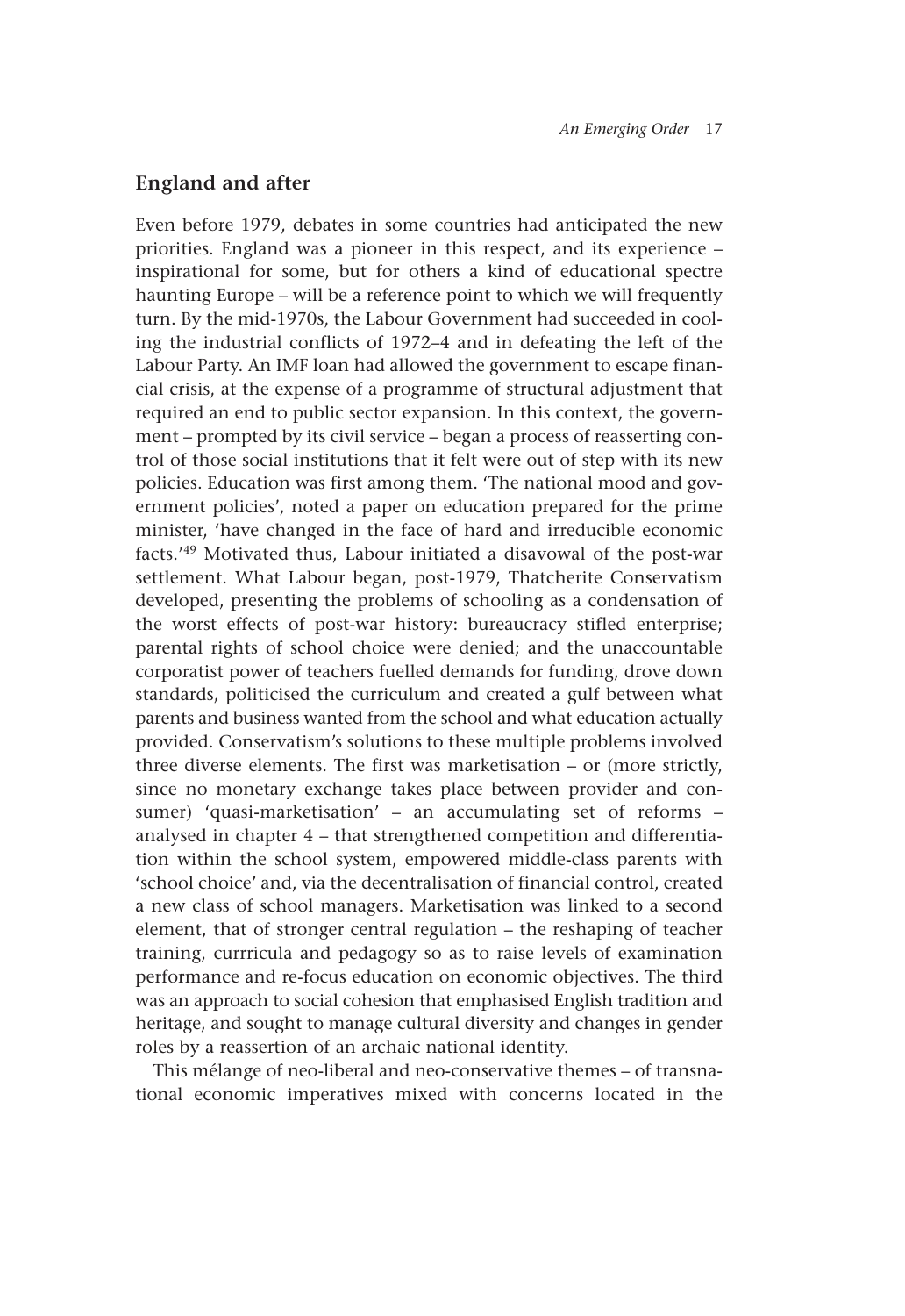## England and after

Even before 1979, debates in some countries had anticipated the new priorities. England was a pioneer in this respect, and its experience – inspirational for some, but for others a kind of educational spectre haunting Europe – will be a reference point to which we will frequently turn. By the mid-1970s, the Labour Government had succeeded in cooling the industrial conflicts of 1972–4 and in defeating the left of the Labour Party. An IMF loan had allowed the government to escape financial crisis, at the expense of a programme of structural adjustment that required an end to public sector expansion. In this context, the government – prompted by its civil service – began a process of reasserting control of those social institutions that it felt were out of step with its new policies. Education was first among them. 'The national mood and government policies', noted a paper on education prepared for the prime minister, 'have changed in the face of hard and irreducible economic facts.'[49] Motivated thus, Labour initiated a disavowal of the post-war settlement. What Labour began, post-1979, Thatcherite Conservatism developed, presenting the problems of schooling as a condensation of the worst effects of post-war history: bureaucracy stifled enterprise; parental rights of school choice were denied; and the unaccountable corporatist power of teachers fuelled demands for funding, drove down standards, politicised the curriculum and created a gulf between what parents and business wanted from the school and what education actually provided. Conservatism's solutions to these multiple problems involved three diverse elements. The first was marketisation – or (more strictly, since no monetary exchange takes place between provider and consumer) 'quasi-marketisation' – an accumulating set of reforms – analysed in chapter 4 – that strengthened competition and differentiation within the school system, empowered middle-class parents with 'school choice' and, via the decentralisation of financial control, created a new class of school managers. Marketisation was linked to a second element, that of stronger central regulation – the reshaping of teacher training, currricula and pedagogy so as to raise levels of examination performance and re-focus education on economic objectives. The third was an approach to social cohesion that emphasised English tradition and heritage, and sought to manage cultural diversity and changes in gender roles by a reassertion of an archaic national identity.

This mélange of neo-liberal and neo-conservative themes – of transnational economic imperatives mixed with concerns located in the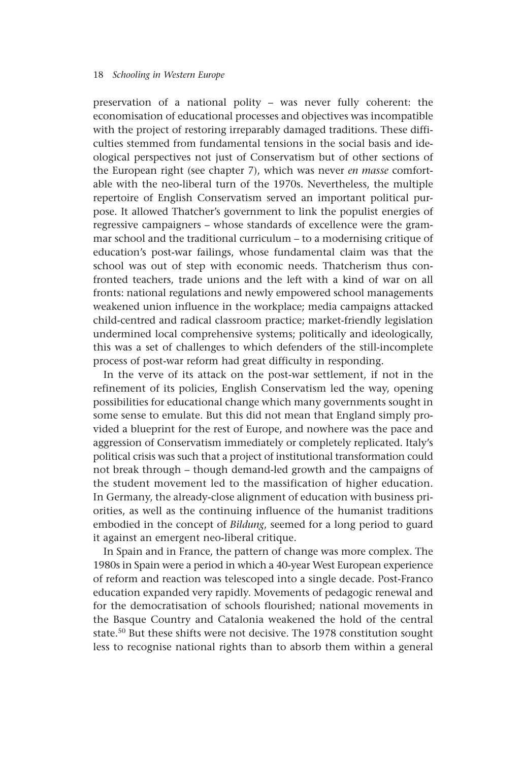preservation of a national polity – was never fully coherent: the economisation of educational processes and objectives was incompatible with the project of restoring irreparably damaged traditions. These difficulties stemmed from fundamental tensions in the social basis and ideological perspectives not just of Conservatism but of other sections of the European right (see chapter 7), which was never *en masse* comfortable with the neo-liberal turn of the 1970s. Nevertheless, the multiple repertoire of English Conservatism served an important political purpose. It allowed Thatcher's government to link the populist energies of regressive campaigners – whose standards of excellence were the grammar school and the traditional curriculum – to a modernising critique of education's post-war failings, whose fundamental claim was that the school was out of step with economic needs. Thatcherism thus confronted teachers, trade unions and the left with a kind of war on all fronts: national regulations and newly empowered school managements weakened union influence in the workplace; media campaigns attacked child-centred and radical classroom practice; market-friendly legislation undermined local comprehensive systems; politically and ideologically, this was a set of challenges to which defenders of the still-incomplete process of post-war reform had great difficulty in responding.

In the verve of its attack on the post-war settlement, if not in the refinement of its policies, English Conservatism led the way, opening possibilities for educational change which many governments sought in some sense to emulate. But this did not mean that England simply provided a blueprint for the rest of Europe, and nowhere was the pace and aggression of Conservatism immediately or completely replicated. Italy's political crisis was such that a project of institutional transformation could not break through – though demand-led growth and the campaigns of the student movement led to the massification of higher education. In Germany, the already-close alignment of education with business priorities, as well as the continuing influence of the humanist traditions embodied in the concept of *Bildung*, seemed for a long period to guard it against an emergent neo-liberal critique.

In Spain and in France, the pattern of change was more complex. The 1980s in Spain were a period in which a 40-year West European experience of reform and reaction was telescoped into a single decade. Post-Franco education expanded very rapidly. Movements of pedagogic renewal and for the democratisation of schools flourished; national movements in the Basque Country and Catalonia weakened the hold of the central state.[50] But these shifts were not decisive. The 1978 constitution sought less to recognise national rights than to absorb them within a general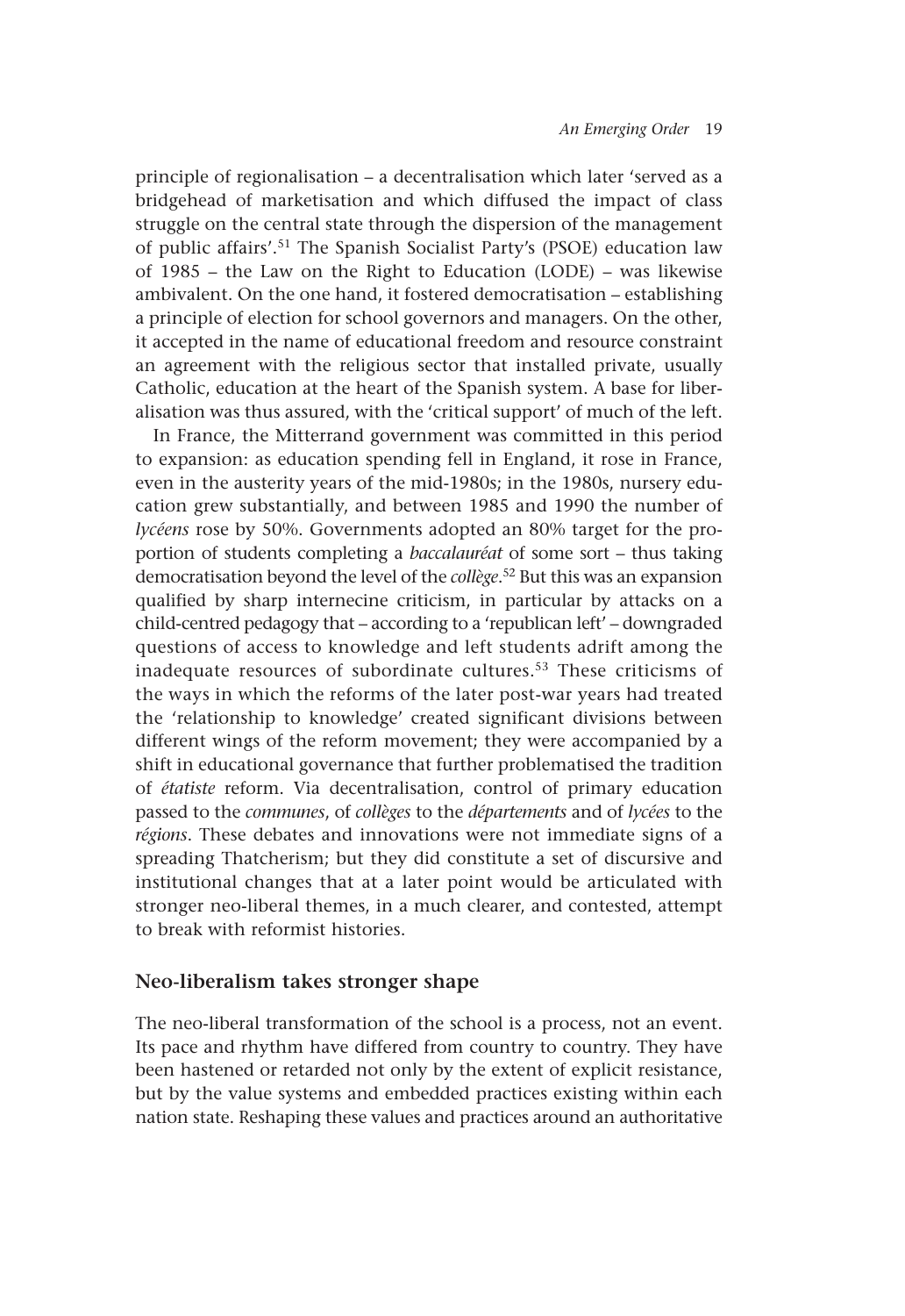principle of regionalisation – a decentralisation which later 'served as a bridgehead of marketisation and which diffused the impact of class struggle on the central state through the dispersion of the management of public affairs'.[51] The Spanish Socialist Party's (PSOE) education law of 1985 – the Law on the Right to Education (LODE) – was likewise ambivalent. On the one hand, it fostered democratisation – establishing a principle of election for school governors and managers. On the other, it accepted in the name of educational freedom and resource constraint an agreement with the religious sector that installed private, usually Catholic, education at the heart of the Spanish system. A base for liberalisation was thus assured, with the 'critical support' of much of the left.

In France, the Mitterrand government was committed in this period to expansion: as education spending fell in England, it rose in France, even in the austerity years of the mid-1980s; in the 1980s, nursery education grew substantially, and between 1985 and 1990 the number of *lycéens* rose by 50%. Governments adopted an 80% target for the proportion of students completing a *baccalauréat* of some sort – thus taking democratisation beyond the level of the *collège*.[52] But this was an expansion qualified by sharp internecine criticism, in particular by attacks on a child-centred pedagogy that – according to a 'republican left' – downgraded questions of access to knowledge and left students adrift among the inadequate resources of subordinate cultures.[53] These criticisms of the ways in which the reforms of the later post-war years had treated the 'relationship to knowledge' created significant divisions between different wings of the reform movement; they were accompanied by a shift in educational governance that further problematised the tradition of *étatiste* reform. Via decentralisation, control of primary education passed to the *communes*, of *collèges* to the *départements* and of *lycées* to the *régions*. These debates and innovations were not immediate signs of a spreading Thatcherism; but they did constitute a set of discursive and institutional changes that at a later point would be articulated with stronger neo-liberal themes, in a much clearer, and contested, attempt to break with reformist histories.

## Neo-liberalism takes stronger shape

The neo-liberal transformation of the school is a process, not an event. Its pace and rhythm have differed from country to country. They have been hastened or retarded not only by the extent of explicit resistance, but by the value systems and embedded practices existing within each nation state. Reshaping these values and practices around an authoritative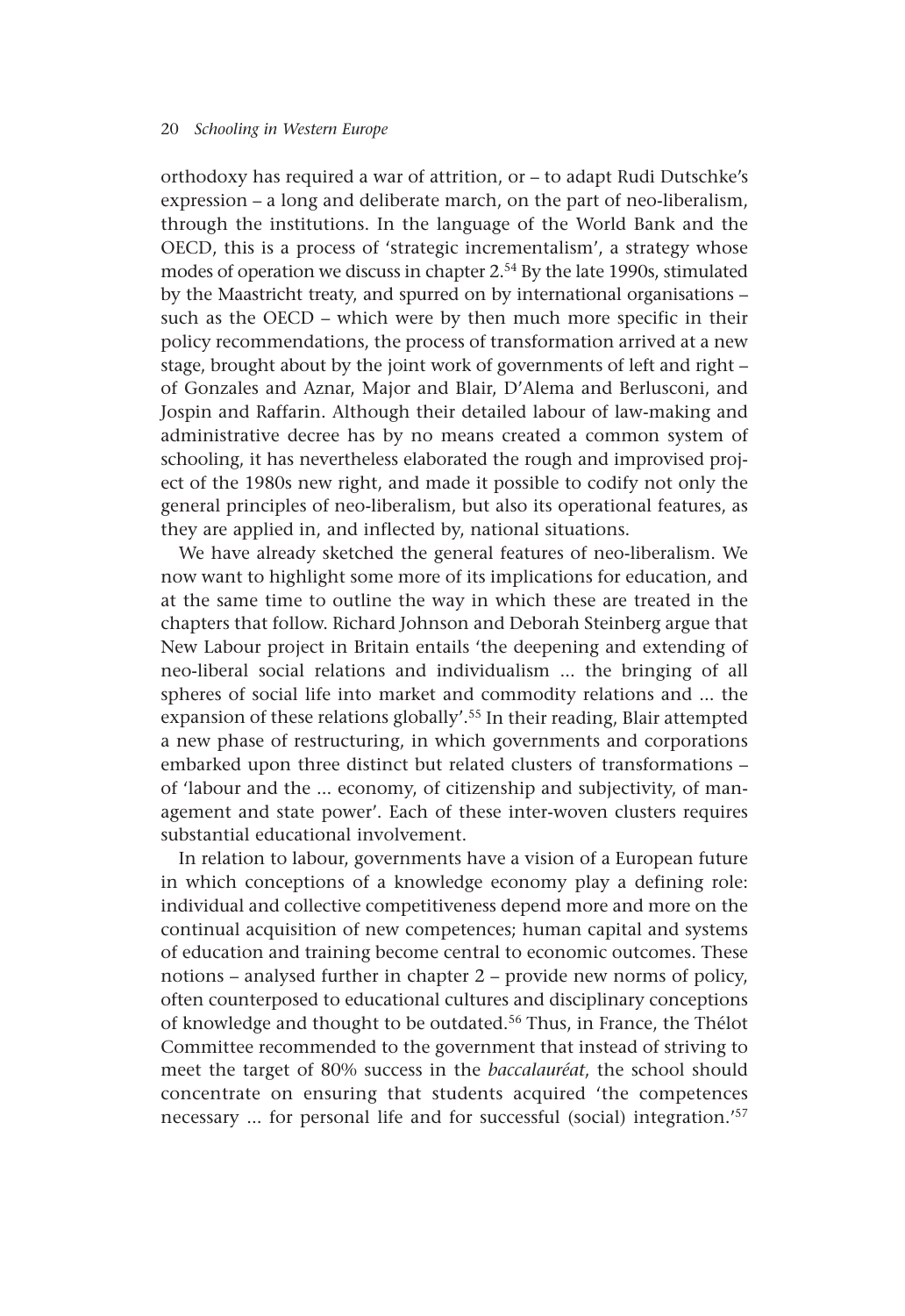orthodoxy has required a war of attrition, or – to adapt Rudi Dutschke's expression – a long and deliberate march, on the part of neo-liberalism, through the institutions. In the language of the World Bank and the OECD, this is a process of 'strategic incrementalism', a strategy whose modes of operation we discuss in chapter 2.[54] By the late 1990s, stimulated by the Maastricht treaty, and spurred on by international organisations – such as the OECD – which were by then much more specific in their policy recommendations, the process of transformation arrived at a new stage, brought about by the joint work of governments of left and right – of Gonzales and Aznar, Major and Blair, D'Alema and Berlusconi, and Jospin and Raffarin. Although their detailed labour of law-making and administrative decree has by no means created a common system of schooling, it has nevertheless elaborated the rough and improvised project of the 1980s new right, and made it possible to codify not only the general principles of neo-liberalism, but also its operational features, as they are applied in, and inflected by, national situations.

We have already sketched the general features of neo-liberalism. We now want to highlight some more of its implications for education, and at the same time to outline the way in which these are treated in the chapters that follow. Richard Johnson and Deborah Steinberg argue that New Labour project in Britain entails 'the deepening and extending of neo-liberal social relations and individualism ... the bringing of all spheres of social life into market and commodity relations and ... the expansion of these relations globally'.[55] In their reading, Blair attempted a new phase of restructuring, in which governments and corporations embarked upon three distinct but related clusters of transformations – of 'labour and the ... economy, of citizenship and subjectivity, of management and state power'. Each of these inter-woven clusters requires substantial educational involvement.

In relation to labour, governments have a vision of a European future in which conceptions of a knowledge economy play a defining role: individual and collective competitiveness depend more and more on the continual acquisition of new competences; human capital and systems of education and training become central to economic outcomes. These notions – analysed further in chapter 2 – provide new norms of policy, often counterposed to educational cultures and disciplinary conceptions of knowledge and thought to be outdated.[56] Thus, in France, the Thélot Committee recommended to the government that instead of striving to meet the target of 80% success in the *baccalauréat*, the school should concentrate on ensuring that students acquired 'the competences necessary ... for personal life and for successful (social) integration.'[57]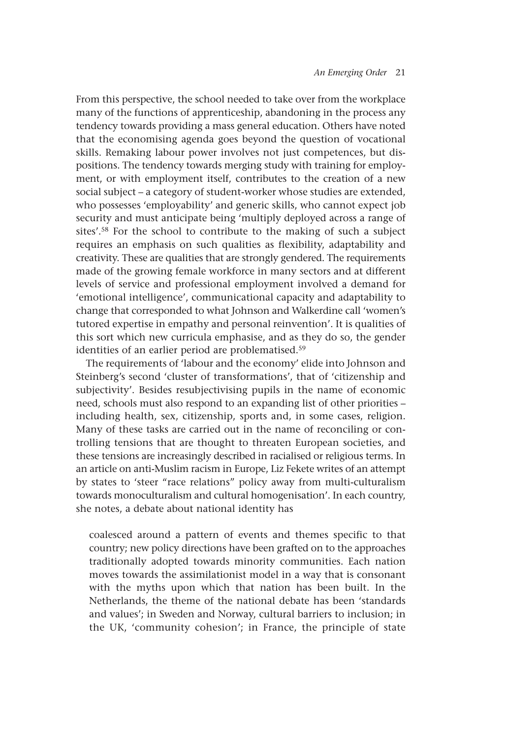From this perspective, the school needed to take over from the workplace many of the functions of apprenticeship, abandoning in the process any tendency towards providing a mass general education. Others have noted that the economising agenda goes beyond the question of vocational skills. Remaking labour power involves not just competences, but dispositions. The tendency towards merging study with training for employment, or with employment itself, contributes to the creation of a new social subject – a category of student-worker whose studies are extended, who possesses 'employability' and generic skills, who cannot expect job security and must anticipate being 'multiply deployed across a range of sites'.[58] For the school to contribute to the making of such a subject requires an emphasis on such qualities as flexibility, adaptability and creativity. These are qualities that are strongly gendered. The requirements made of the growing female workforce in many sectors and at different levels of service and professional employment involved a demand for 'emotional intelligence', communicational capacity and adaptability to change that corresponded to what Johnson and Walkerdine call 'women's tutored expertise in empathy and personal reinvention'. It is qualities of this sort which new curricula emphasise, and as they do so, the gender identities of an earlier period are problematised.[59]

The requirements of 'labour and the economy' elide into Johnson and Steinberg's second 'cluster of transformations', that of 'citizenship and subjectivity'. Besides resubjectivising pupils in the name of economic need, schools must also respond to an expanding list of other priorities – including health, sex, citizenship, sports and, in some cases, religion. Many of these tasks are carried out in the name of reconciling or controlling tensions that are thought to threaten European societies, and these tensions are increasingly described in racialised or religious terms. In an article on anti-Muslim racism in Europe, Liz Fekete writes of an attempt by states to 'steer "race relations" policy away from multi-culturalism towards monoculturalism and cultural homogenisation'. In each country, she notes, a debate about national identity has

> coalesced around a pattern of events and themes specific to that country; new policy directions have been grafted on to the approaches traditionally adopted towards minority communities. Each nation moves towards the assimilationist model in a way that is consonant with the myths upon which that nation has been built. In the Netherlands, the theme of the national debate has been 'standards and values'; in Sweden and Norway, cultural barriers to inclusion; in the UK, 'community cohesion'; in France, the principle of state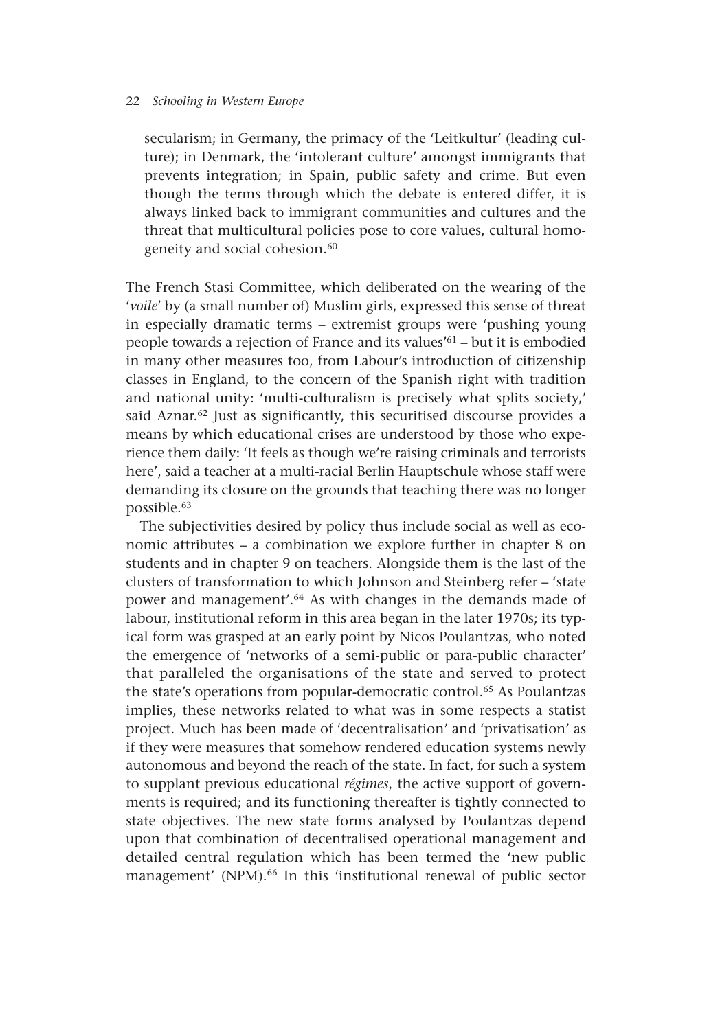> secularism; in Germany, the primacy of the 'Leitkultur' (leading culture); in Denmark, the 'intolerant culture' amongst immigrants that prevents integration; in Spain, public safety and crime. But even though the terms through which the debate is entered differ, it is always linked back to immigrant communities and cultures and the threat that multicultural policies pose to core values, cultural homogeneity and social cohesion.[60]

The French Stasi Committee, which deliberated on the wearing of the '*voile*' by (a small number of) Muslim girls, expressed this sense of threat in especially dramatic terms – extremist groups were 'pushing young people towards a rejection of France and its values'[61] – but it is embodied in many other measures too, from Labour's introduction of citizenship classes in England, to the concern of the Spanish right with tradition and national unity: 'multi-culturalism is precisely what splits society,' said Aznar.[62] Just as significantly, this securitised discourse provides a means by which educational crises are understood by those who experience them daily: 'It feels as though we're raising criminals and terrorists here', said a teacher at a multi-racial Berlin Hauptschule whose staff were demanding its closure on the grounds that teaching there was no longer possible.[63]

The subjectivities desired by policy thus include social as well as economic attributes – a combination we explore further in chapter 8 on students and in chapter 9 on teachers. Alongside them is the last of the clusters of transformation to which Johnson and Steinberg refer – 'state power and management'.[64] As with changes in the demands made of labour, institutional reform in this area began in the later 1970s; its typical form was grasped at an early point by Nicos Poulantzas, who noted the emergence of 'networks of a semi-public or para-public character' that paralleled the organisations of the state and served to protect the state's operations from popular-democratic control.[65] As Poulantzas implies, these networks related to what was in some respects a statist project. Much has been made of 'decentralisation' and 'privatisation' as if they were measures that somehow rendered education systems newly autonomous and beyond the reach of the state. In fact, for such a system to supplant previous educational *régimes*, the active support of governments is required; and its functioning thereafter is tightly connected to state objectives. The new state forms analysed by Poulantzas depend upon that combination of decentralised operational management and detailed central regulation which has been termed the 'new public management' (NPM).[66] In this 'institutional renewal of public sector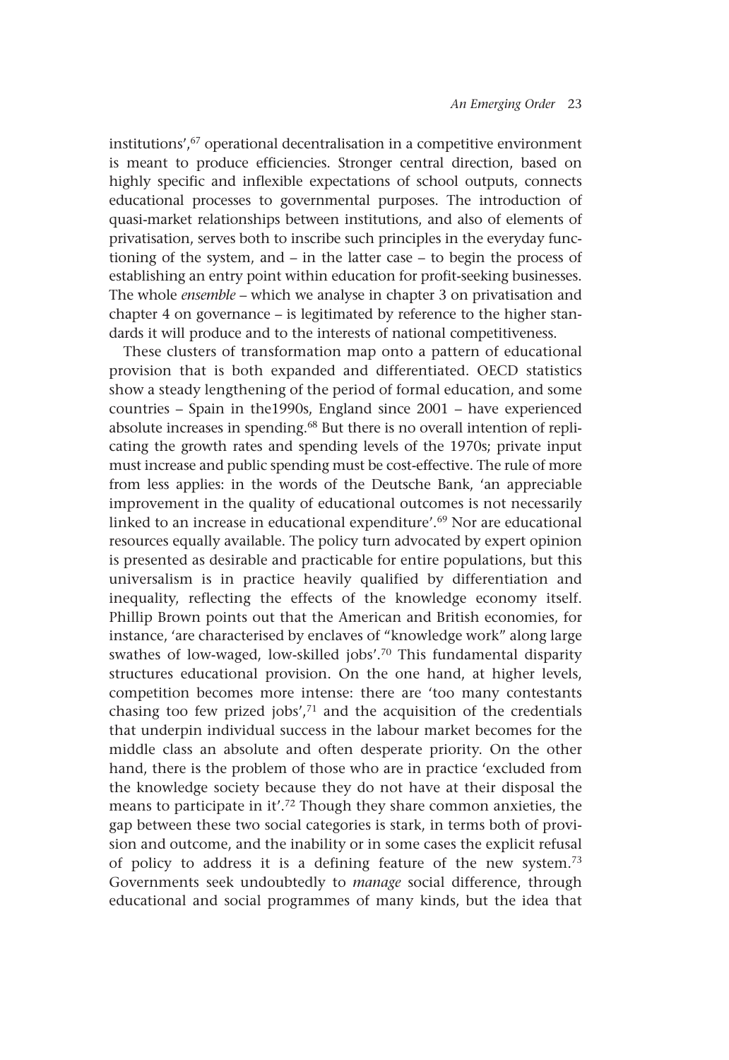institutions',[67] operational decentralisation in a competitive environment is meant to produce efficiencies. Stronger central direction, based on highly specific and inflexible expectations of school outputs, connects educational processes to governmental purposes. The introduction of quasi-market relationships between institutions, and also of elements of privatisation, serves both to inscribe such principles in the everyday functioning of the system, and – in the latter case – to begin the process of establishing an entry point within education for profit-seeking businesses. The whole *ensemble* – which we analyse in chapter 3 on privatisation and chapter 4 on governance – is legitimated by reference to the higher standards it will produce and to the interests of national competitiveness.

These clusters of transformation map onto a pattern of educational provision that is both expanded and differentiated. OECD statistics show a steady lengthening of the period of formal education, and some countries – Spain in the1990s, England since 2001 – have experienced absolute increases in spending.[68] But there is no overall intention of replicating the growth rates and spending levels of the 1970s; private input must increase and public spending must be cost-effective. The rule of more from less applies: in the words of the Deutsche Bank, 'an appreciable improvement in the quality of educational outcomes is not necessarily linked to an increase in educational expenditure'.[69] Nor are educational resources equally available. The policy turn advocated by expert opinion is presented as desirable and practicable for entire populations, but this universalism is in practice heavily qualified by differentiation and inequality, reflecting the effects of the knowledge economy itself. Phillip Brown points out that the American and British economies, for instance, 'are characterised by enclaves of "knowledge work" along large swathes of low-waged, low-skilled jobs'.[70] This fundamental disparity structures educational provision. On the one hand, at higher levels, competition becomes more intense: there are 'too many contestants chasing too few prized jobs',[71] and the acquisition of the credentials that underpin individual success in the labour market becomes for the middle class an absolute and often desperate priority. On the other hand, there is the problem of those who are in practice 'excluded from the knowledge society because they do not have at their disposal the means to participate in it'.[72] Though they share common anxieties, the gap between these two social categories is stark, in terms both of provision and outcome, and the inability or in some cases the explicit refusal of policy to address it is a defining feature of the new system.[73] Governments seek undoubtedly to *manage* social difference, through educational and social programmes of many kinds, but the idea that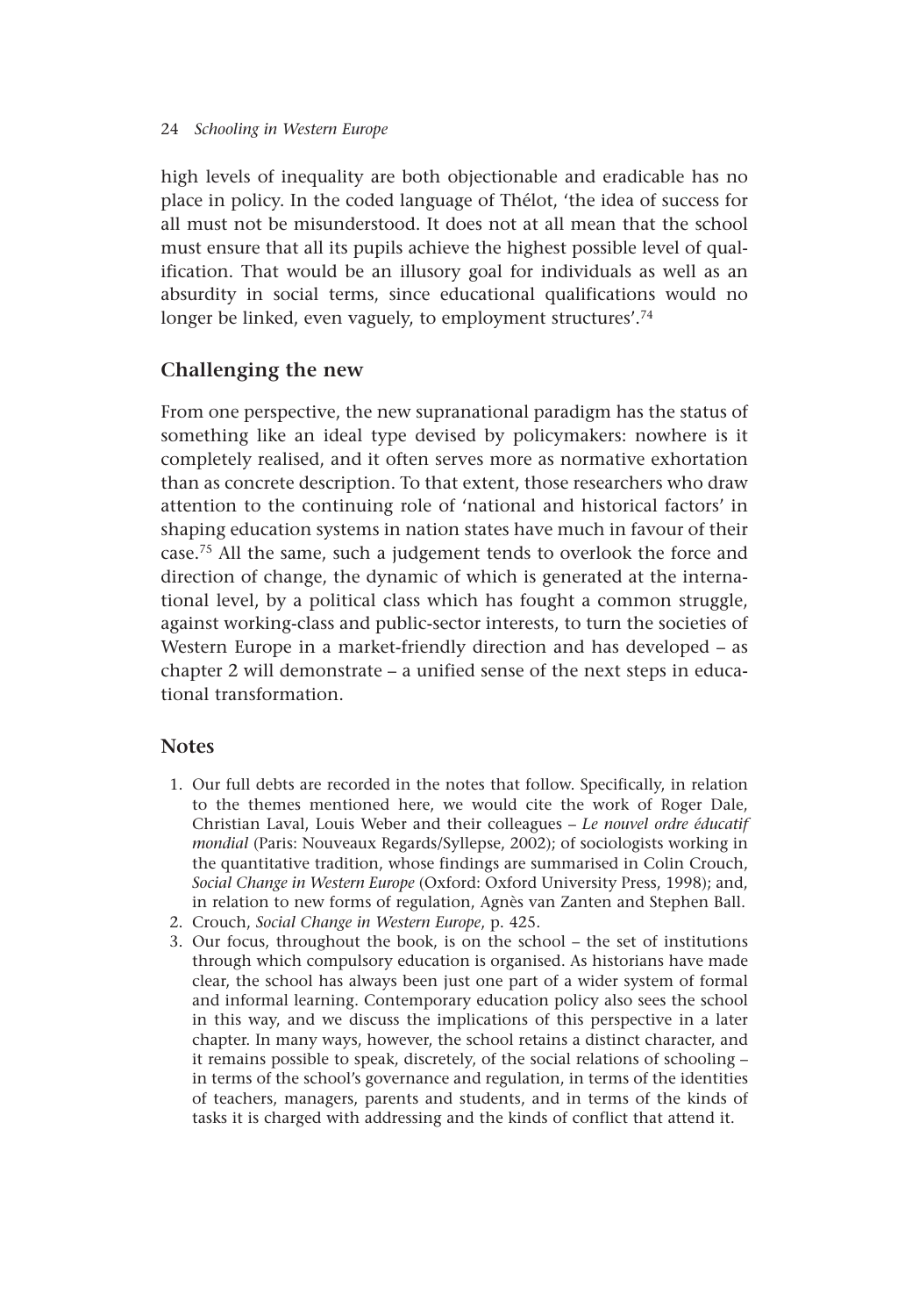high levels of inequality are both objectionable and eradicable has no place in policy. In the coded language of Thélot, 'the idea of success for all must not be misunderstood. It does not at all mean that the school must ensure that all its pupils achieve the highest possible level of qualification. That would be an illusory goal for individuals as well as an absurdity in social terms, since educational qualifications would no longer be linked, even vaguely, to employment structures'.[74]

## Challenging the new

From one perspective, the new supranational paradigm has the status of something like an ideal type devised by policymakers: nowhere is it completely realised, and it often serves more as normative exhortation than as concrete description. To that extent, those researchers who draw attention to the continuing role of 'national and historical factors' in shaping education systems in nation states have much in favour of their case.[75] All the same, such a judgement tends to overlook the force and direction of change, the dynamic of which is generated at the international level, by a political class which has fought a common struggle, against working-class and public-sector interests, to turn the societies of Western Europe in a market-friendly direction and has developed – as chapter 2 will demonstrate – a unified sense of the next steps in educational transformation.

## Notes

1. Our full debts are recorded in the notes that follow. Specifically, in relation to the themes mentioned here, we would cite the work of Roger Dale, Christian Laval, Louis Weber and their colleagues – *Le nouvel ordre éducatif mondial* (Paris: Nouveaux Regards/Syllepse, 2002); of sociologists working in the quantitative tradition, whose findings are summarised in Colin Crouch, *Social Change in Western Europe* (Oxford: Oxford University Press, 1998); and, in relation to new forms of regulation, Agnès van Zanten and Stephen Ball.
2. Crouch, *Social Change in Western Europe*, p. 425.
3. Our focus, throughout the book, is on the school – the set of institutions through which compulsory education is organised. As historians have made clear, the school has always been just one part of a wider system of formal and informal learning. Contemporary education policy also sees the school in this way, and we discuss the implications of this perspective in a later chapter. In many ways, however, the school retains a distinct character, and it remains possible to speak, discretely, of the social relations of schooling – in terms of the school's governance and regulation, in terms of the identities of teachers, managers, parents and students, and in terms of the kinds of tasks it is charged with addressing and the kinds of conflict that attend it.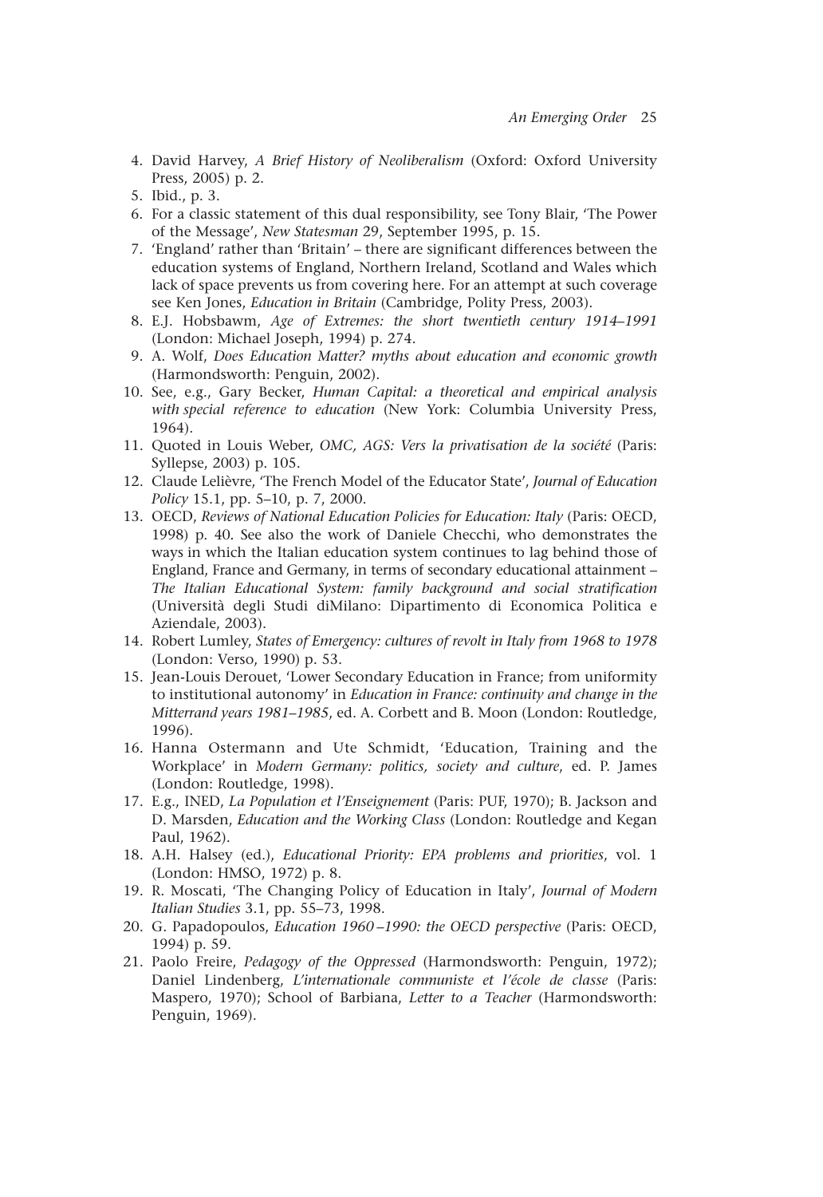4. David Harvey, *A Brief History of Neoliberalism* (Oxford: Oxford University Press, 2005) p. 2.
5. Ibid., p. 3.
6. For a classic statement of this dual responsibility, see Tony Blair, 'The Power of the Message', *New Statesman* 29, September 1995, p. 15.
7. 'England' rather than 'Britain' – there are significant differences between the education systems of England, Northern Ireland, Scotland and Wales which lack of space prevents us from covering here. For an attempt at such coverage see Ken Jones, *Education in Britain* (Cambridge, Polity Press, 2003).
8. E.J. Hobsbawm, *Age of Extremes: the short twentieth century 1914–1991* (London: Michael Joseph, 1994) p. 274.
9. A. Wolf, *Does Education Matter? myths about education and economic growth* (Harmondsworth: Penguin, 2002).
10. See, e.g., Gary Becker, *Human Capital: a theoretical and empirical analysis with special reference to education* (New York: Columbia University Press, 1964).
11. Quoted in Louis Weber, *OMC, AGS: Vers la privatisation de la société* (Paris: Syllepse, 2003) p. 105.
12. Claude Lelièvre, 'The French Model of the Educator State', *Journal of Education Policy* 15.1, pp. 5–10, p. 7, 2000.
13. OECD, *Reviews of National Education Policies for Education: Italy* (Paris: OECD, 1998) p. 40. See also the work of Daniele Checchi, who demonstrates the ways in which the Italian education system continues to lag behind those of England, France and Germany, in terms of secondary educational attainment – *The Italian Educational System: family background and social stratification* (Università degli Studi diMilano: Dipartimento di Economica Politica e Aziendale, 2003).
14. Robert Lumley, *States of Emergency: cultures of revolt in Italy from 1968 to 1978* (London: Verso, 1990) p. 53.
15. Jean-Louis Derouet, 'Lower Secondary Education in France; from uniformity to institutional autonomy' in *Education in France: continuity and change in the Mitterrand years 1981–1985*, ed. A. Corbett and B. Moon (London: Routledge, 1996).
16. Hanna Ostermann and Ute Schmidt, 'Education, Training and the Workplace' in *Modern Germany: politics, society and culture*, ed. P. James (London: Routledge, 1998).
17. E.g., INED, *La Population et l'Enseignement* (Paris: PUF, 1970); B. Jackson and D. Marsden, *Education and the Working Class* (London: Routledge and Kegan Paul, 1962).
18. A.H. Halsey (ed.), *Educational Priority: EPA problems and priorities*, vol. 1 (London: HMSO, 1972) p. 8.
19. R. Moscati, 'The Changing Policy of Education in Italy', *Journal of Modern Italian Studies* 3.1, pp. 55–73, 1998.
20. G. Papadopoulos, *Education 1960–1990: the OECD perspective* (Paris: OECD, 1994) p. 59.
21. Paolo Freire, *Pedagogy of the Oppressed* (Harmondsworth: Penguin, 1972); Daniel Lindenberg, *L'internationale communiste et l'école de classe* (Paris: Maspero, 1970); School of Barbiana, *Letter to a Teacher* (Harmondsworth: Penguin, 1969).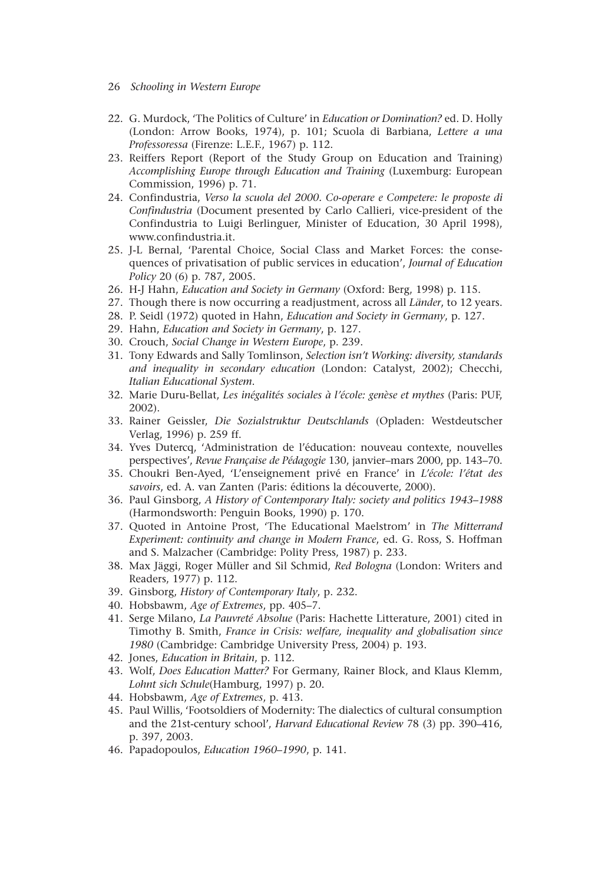22. G. Murdock, 'The Politics of Culture' in *Education or Domination?* ed. D. Holly (London: Arrow Books, 1974), p. 101; Scuola di Barbiana, *Lettere a una Professoressa* (Firenze: L.E.F., 1967) p. 112.
23. Reiffers Report (Report of the Study Group on Education and Training) *Accomplishing Europe through Education and Training* (Luxemburg: European Commission, 1996) p. 71.
24. Confindustria, *Verso la scuola del 2000. Co-operare e Competere: le proposte di Confindustria* (Document presented by Carlo Callieri, vice-president of the Confindustria to Luigi Berlinguer, Minister of Education, 30 April 1998), www.confindustria.it.
25. J-L Bernal, 'Parental Choice, Social Class and Market Forces: the consequences of privatisation of public services in education', *Journal of Education Policy* 20 (6) p. 787, 2005.
26. H-J Hahn, *Education and Society in Germany* (Oxford: Berg, 1998) p. 115.
27. Though there is now occurring a readjustment, across all *Länder*, to 12 years.
28. P. Seidl (1972) quoted in Hahn, *Education and Society in Germany*, p. 127.
29. Hahn, *Education and Society in Germany*, p. 127.
30. Crouch, *Social Change in Western Europe*, p. 239.
31. Tony Edwards and Sally Tomlinson, *Selection isn't Working: diversity, standards and inequality in secondary education* (London: Catalyst, 2002); Checchi, *Italian Educational System*.
32. Marie Duru-Bellat, *Les inégalités sociales à l'école: genèse et mythes* (Paris: PUF, 2002).
33. Rainer Geissler, *Die Sozialstruktur Deutschlands* (Opladen: Westdeutscher Verlag, 1996) p. 259 ff.
34. Yves Dutercq, 'Administration de l'éducation: nouveau contexte, nouvelles perspectives', *Revue Française de Pédagogie* 130, janvier–mars 2000, pp. 143–70.
35. Choukri Ben-Ayed, 'L'enseignement privé en France' in *L'école: l'état des savoirs*, ed. A. van Zanten (Paris: éditions la découverte, 2000).
36. Paul Ginsborg, *A History of Contemporary Italy: society and politics 1943–1988* (Harmondsworth: Penguin Books, 1990) p. 170.
37. Quoted in Antoine Prost, 'The Educational Maelstrom' in *The Mitterrand Experiment: continuity and change in Modern France*, ed. G. Ross, S. Hoffman and S. Malzacher (Cambridge: Polity Press, 1987) p. 233.
38. Max Jäggi, Roger Müller and Sil Schmid, *Red Bologna* (London: Writers and Readers, 1977) p. 112.
39. Ginsborg, *History of Contemporary Italy*, p. 232.
40. Hobsbawm, *Age of Extremes*, pp. 405–7.
41. Serge Milano, *La Pauvreté Absolue* (Paris: Hachette Litterature, 2001) cited in Timothy B. Smith, *France in Crisis: welfare, inequality and globalisation since 1980* (Cambridge: Cambridge University Press, 2004) p. 193.
42. Jones, *Education in Britain*, p. 112.
43. Wolf, *Does Education Matter?* For Germany, Rainer Block, and Klaus Klemm, *Lohnt sich Schule*(Hamburg, 1997) p. 20.
44. Hobsbawm, *Age of Extremes*, p. 413.
45. Paul Willis, 'Footsoldiers of Modernity: The dialectics of cultural consumption and the 21st-century school', *Harvard Educational Review* 78 (3) pp. 390–416, p. 397, 2003.
46. Papadopoulos, *Education 1960–1990*, p. 141.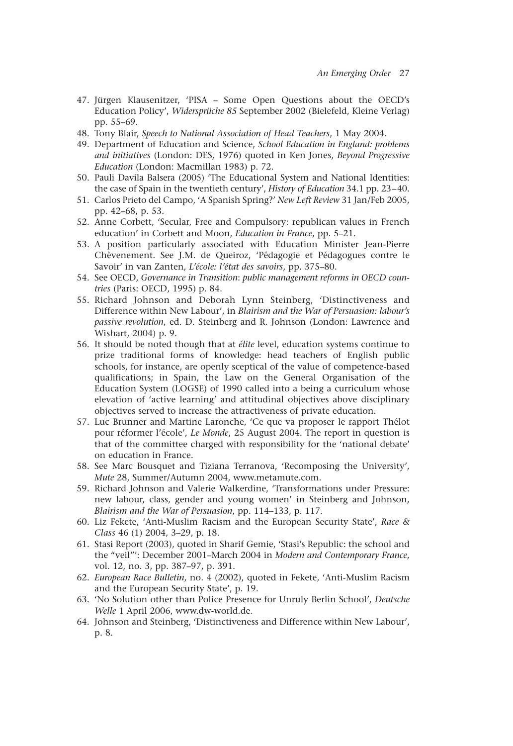47. Jürgen Klausenitzer, 'PISA – Some Open Questions about the OECD's Education Policy', *Widersprüche 85* September 2002 (Bielefeld, Kleine Verlag) pp. 55–69.
48. Tony Blair, *Speech to National Association of Head Teachers*, 1 May 2004.
49. Department of Education and Science, *School Education in England: problems and initiatives* (London: DES, 1976) quoted in Ken Jones, *Beyond Progressive Education* (London: Macmillan 1983) p. 72.
50. Pauli Davila Balsera (2005) 'The Educational System and National Identities: the case of Spain in the twentieth century', *History of Education* 34.1 pp. 23–40.
51. Carlos Prieto del Campo, 'A Spanish Spring?' *New Left Review* 31 Jan/Feb 2005, pp. 42–68, p. 53.
52. Anne Corbett, 'Secular, Free and Compulsory: republican values in French education' in Corbett and Moon, *Education in France*, pp. 5–21.
53. A position particularly associated with Education Minister Jean-Pierre Chèvenement. See J.M. de Queiroz, 'Pédagogie et Pédagogues contre le Savoir' in van Zanten, *L'école: l'état des savoirs*, pp. 375–80.
54. See OECD, *Governance in Transition: public management reforms in OECD countries* (Paris: OECD, 1995) p. 84.
55. Richard Johnson and Deborah Lynn Steinberg, 'Distinctiveness and Difference within New Labour', in *Blairism and the War of Persuasion: labour's passive revolution*, ed. D. Steinberg and R. Johnson (London: Lawrence and Wishart, 2004) p. 9.
56. It should be noted though that at *élite* level, education systems continue to prize traditional forms of knowledge: head teachers of English public schools, for instance, are openly sceptical of the value of competence-based qualifications; in Spain, the Law on the General Organisation of the Education System (LOGSE) of 1990 called into a being a curriculum whose elevation of 'active learning' and attitudinal objectives above disciplinary objectives served to increase the attractiveness of private education.
57. Luc Brunner and Martine Laronche, 'Ce que va proposer le rapport Thélot pour réformer l'école', *Le Monde*, 25 August 2004. The report in question is that of the committee charged with responsibility for the 'national debate' on education in France.
58. See Marc Bousquet and Tiziana Terranova, 'Recomposing the University', *Mute* 28, Summer/Autumn 2004, www.metamute.com.
59. Richard Johnson and Valerie Walkerdine, 'Transformations under Pressure: new labour, class, gender and young women' in Steinberg and Johnson, *Blairism and the War of Persuasion*, pp. 114–133, p. 117.
60. Liz Fekete, 'Anti-Muslim Racism and the European Security State', *Race & Class* 46 (1) 2004, 3–29, p. 18.
61. Stasi Report (2003), quoted in Sharif Gemie, 'Stasi's Republic: the school and the "veil"': December 2001–March 2004 in *Modern and Contemporary France*, vol. 12, no. 3, pp. 387–97, p. 391.
62. *European Race Bulletin*, no. 4 (2002), quoted in Fekete, 'Anti-Muslim Racism and the European Security State', p. 19.
63. 'No Solution other than Police Presence for Unruly Berlin School', *Deutsche Welle* 1 April 2006, www.dw-world.de.
64. Johnson and Steinberg, 'Distinctiveness and Difference within New Labour', p. 8.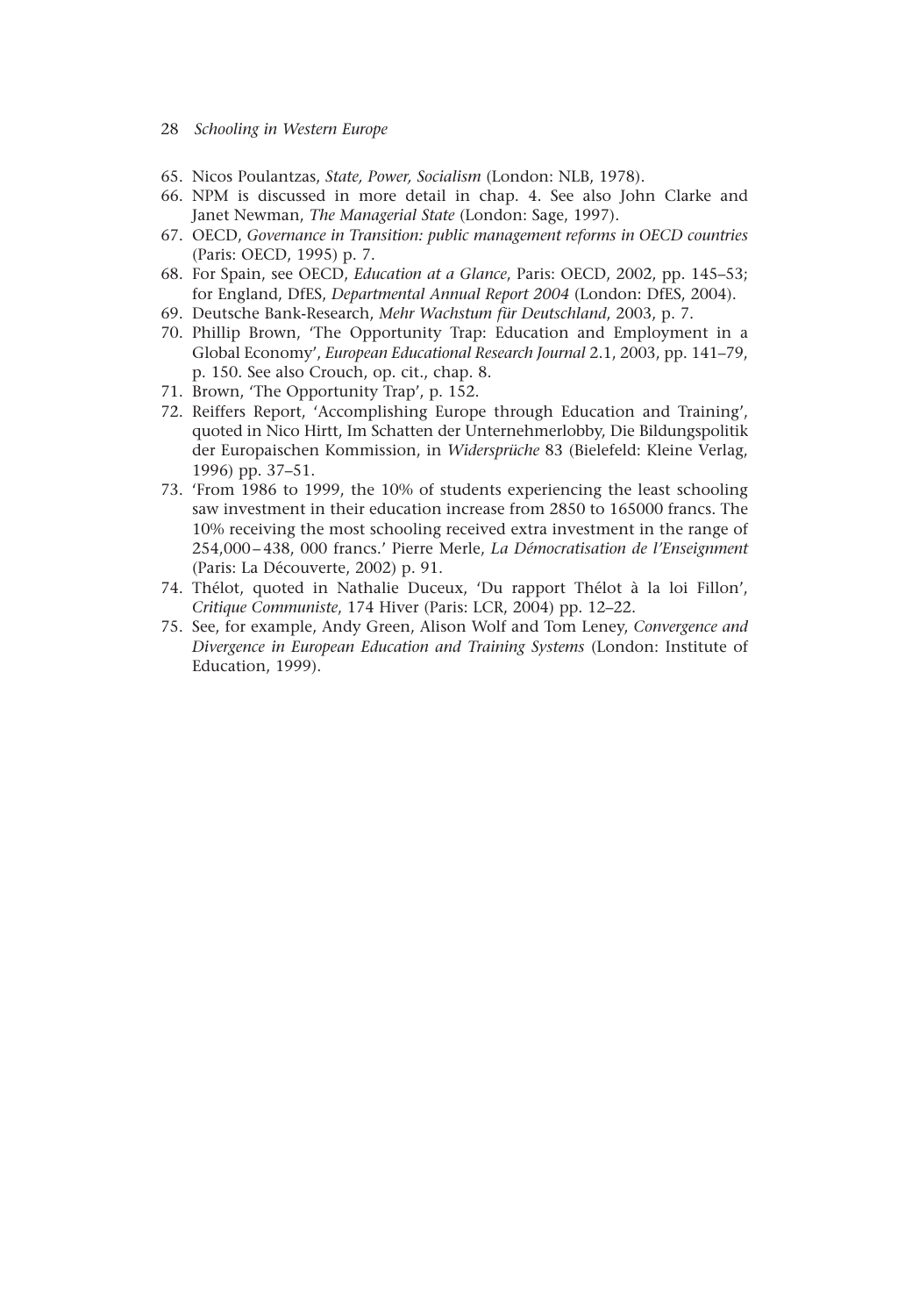65. Nicos Poulantzas, *State, Power, Socialism* (London: NLB, 1978).
66. NPM is discussed in more detail in chap. 4. See also John Clarke and Janet Newman, *The Managerial State* (London: Sage, 1997).
67. OECD, *Governance in Transition: public management reforms in OECD countries* (Paris: OECD, 1995) p. 7.
68. For Spain, see OECD, *Education at a Glance*, Paris: OECD, 2002, pp. 145–53; for England, DfES, *Departmental Annual Report 2004* (London: DfES, 2004).
69. Deutsche Bank-Research, *Mehr Wachstum für Deutschland*, 2003, p. 7.
70. Phillip Brown, 'The Opportunity Trap: Education and Employment in a Global Economy', *European Educational Research Journal* 2.1, 2003, pp. 141–79, p. 150. See also Crouch, op. cit., chap. 8.
71. Brown, 'The Opportunity Trap', p. 152.
72. Reiffers Report, 'Accomplishing Europe through Education and Training', quoted in Nico Hirtt, Im Schatten der Unternehmerlobby, Die Bildungspolitik der Europaischen Kommission, in *Widersprüche* 83 (Bielefeld: Kleine Verlag, 1996) pp. 37–51.
73. 'From 1986 to 1999, the 10% of students experiencing the least schooling saw investment in their education increase from 2850 to 165000 francs. The 10% receiving the most schooling received extra investment in the range of 254,000 – 438, 000 francs.' Pierre Merle, *La Démocratisation de l'Enseignment* (Paris: La Découverte, 2002) p. 91.
74. Thélot, quoted in Nathalie Duceux, 'Du rapport Thélot à la loi Fillon', *Critique Communiste*, 174 Hiver (Paris: LCR, 2004) pp. 12–22.
75. See, for example, Andy Green, Alison Wolf and Tom Leney, *Convergence and Divergence in European Education and Training Systems* (London: Institute of Education, 1999).